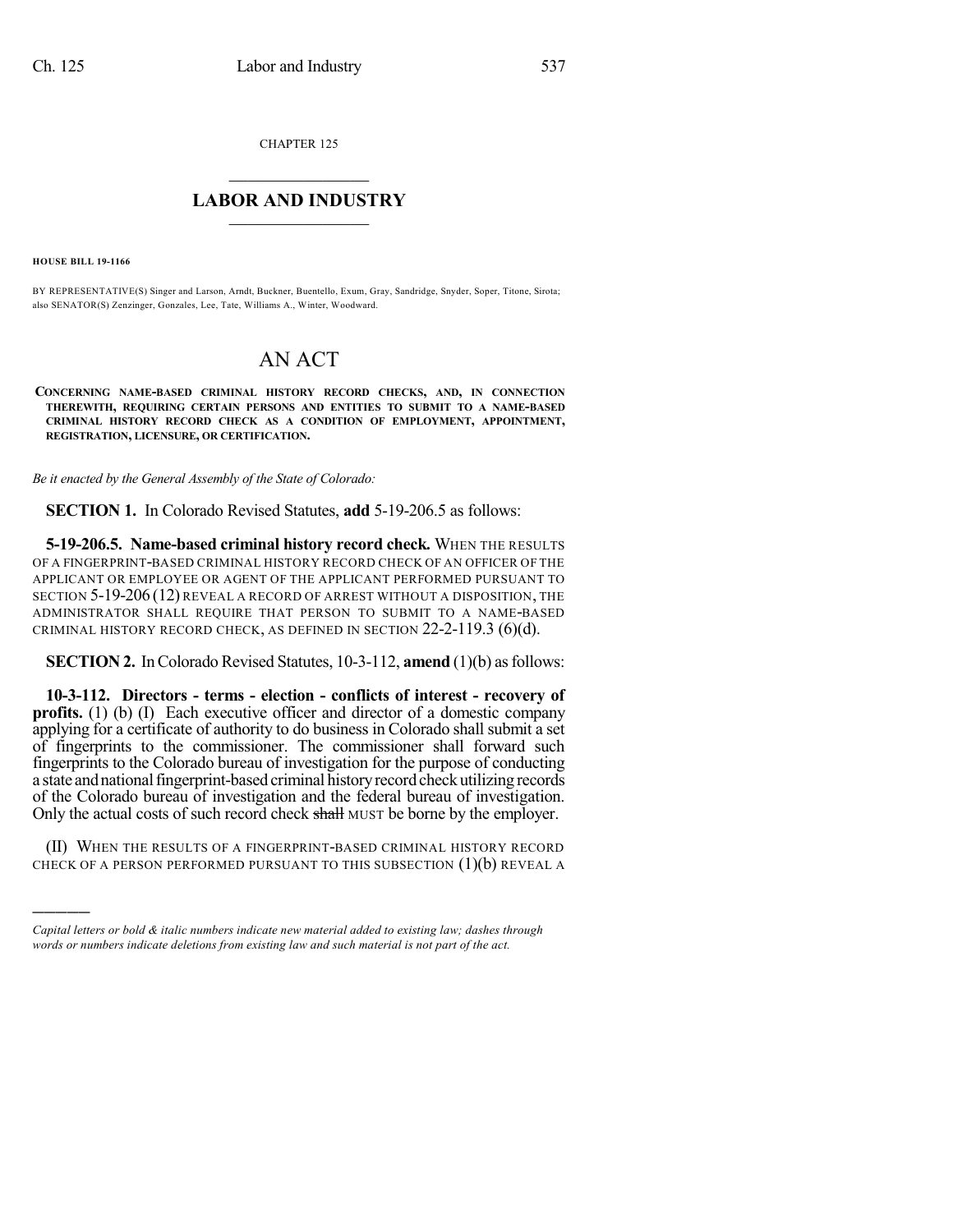CHAPTER 125

# LABOR AND INDUSTRY

**HOUSE BILL 19-1166**

BY REPRESENTATIVE(S) Singer and Larson, Arndt, Buckner, Buentello, Exum, Gray, Sandridge, Snyder, Soper, Titone, Sirota; also SENATOR(S) Zenzinger, Gonzales, Lee, Tate, Williams A., Winter, Woodward.

# AN ACT

**CONCERNING NAME-BASED CRIMINAL HISTORY RECORD CHECKS, AND, IN CONNECTION THEREWITH, REQUIRING CERTAIN PERSONS AND ENTITIES TO SUBMIT TO A NAME-BASED CRIMINAL HISTORY RECORD CHECK AS A CONDITION OF EMPLOYMENT, APPOINTMENT, REGISTRATION, LICENSURE, OR CERTIFICATION.**

*Be it enacted by the General Assembly of the State of Colorado:*

**SECTION 1.** In Colorado Revised Statutes, **add** 5-19-206.5 as follows:

**5-19-206.5. Name-based criminal history record check.** WHEN THE RESULTS OF A FINGERPRINT-BASED CRIMINAL HISTORY RECORD CHECK OF AN OFFICER OF THE APPLICANT OR EMPLOYEE OR AGENT OF THE APPLICANT PERFORMED PURSUANT TO SECTION 5-19-206 (12) REVEAL A RECORD OF ARREST WITHOUT A DISPOSITION, THE ADMINISTRATOR SHALL REQUIRE THAT PERSON TO SUBMIT TO A NAME-BASED CRIMINAL HISTORY RECORD CHECK, AS DEFINED IN SECTION 22-2-119.3 (6)(d).

**SECTION 2.** In Colorado Revised Statutes, 10-3-112, **amend** (1)(b) as follows:

**10-3-112. Directors - terms - election - conflicts of interest - recovery of profits.** (1) (b) (I) Each executive officer and director of a domestic company applying for a certificate of authority to do business in Colorado shall submit a set of fingerprints to the commissioner. The commissioner shall forward such fingerprints to the Colorado bureau of investigation for the purpose of conducting a state and national fingerprint-based criminal history record check utilizing records of the Colorado bureau of investigation and the federal bureau of investigation. Only the actual costs of such record check ~~shall~~ MUST be borne by the employer.

(II) WHEN THE RESULTS OF A FINGERPRINT-BASED CRIMINAL HISTORY RECORD CHECK OF A PERSON PERFORMED PURSUANT TO THIS SUBSECTION (1)(b) REVEAL A

---

*Capital letters or bold & italic numbers indicate new material added to existing law; dashes through words or numbers indicate deletions from existing law and such material is not part of the act.*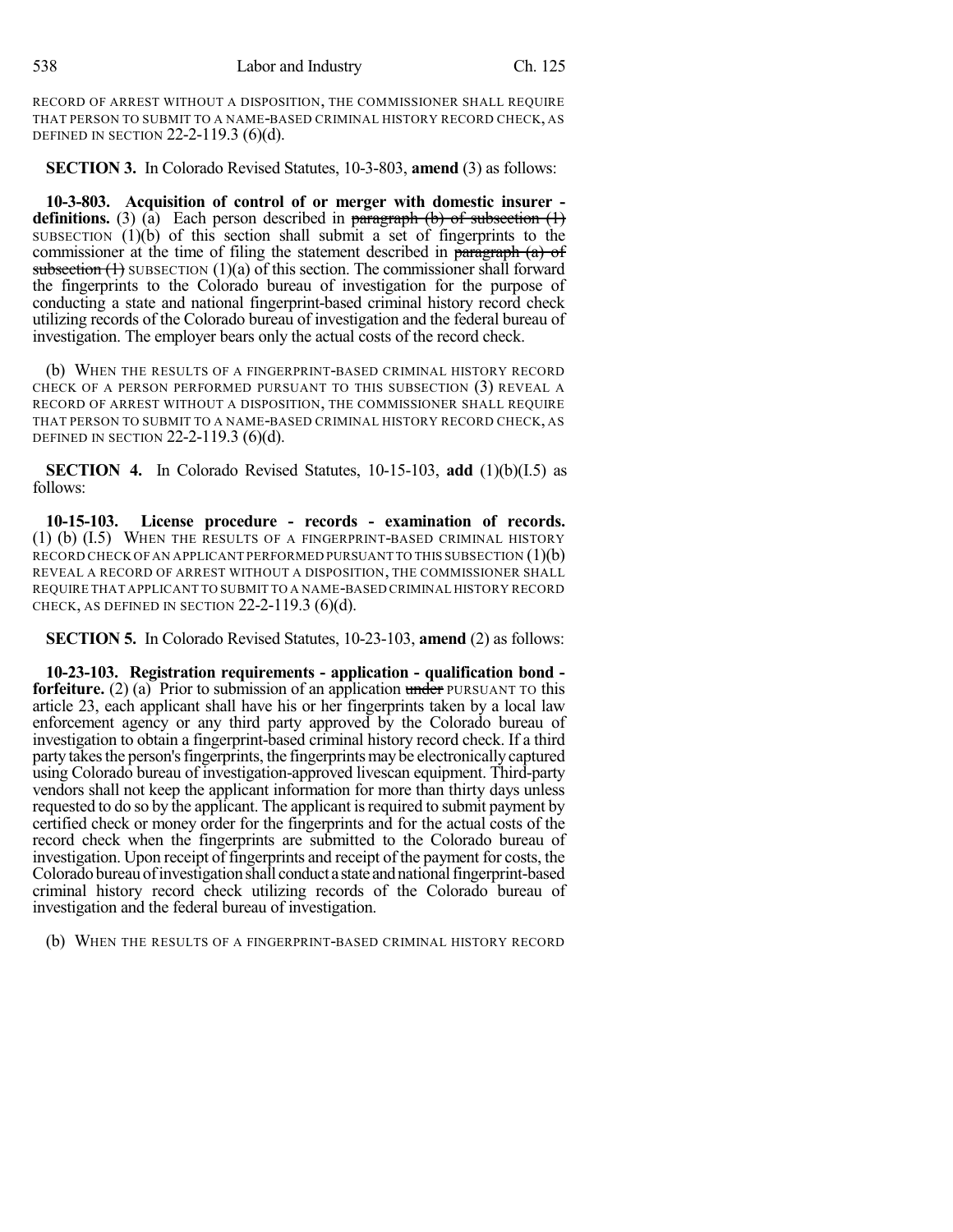RECORD OF ARREST WITHOUT A DISPOSITION, THE COMMISSIONER SHALL REQUIRE THAT PERSON TO SUBMIT TO A NAME-BASED CRIMINAL HISTORY RECORD CHECK, AS DEFINED IN SECTION 22-2-119.3 (6)(d).

**SECTION 3.** In Colorado Revised Statutes, 10-3-803, **amend** (3) as follows:

**10-3-803. Acquisition of control of or merger with domestic insurer - definitions.** (3) (a) Each person described in ~~paragraph (b) of subsection (1)~~ SUBSECTION (1)(b) of this section shall submit a set of fingerprints to the commissioner at the time of filing the statement described in ~~paragraph (a) of subsection (1)~~ SUBSECTION (1)(a) of this section. The commissioner shall forward the fingerprints to the Colorado bureau of investigation for the purpose of conducting a state and national fingerprint-based criminal history record check utilizing records of the Colorado bureau of investigation and the federal bureau of investigation. The employer bears only the actual costs of the record check.

(b) WHEN THE RESULTS OF A FINGERPRINT-BASED CRIMINAL HISTORY RECORD CHECK OF A PERSON PERFORMED PURSUANT TO THIS SUBSECTION (3) REVEAL A RECORD OF ARREST WITHOUT A DISPOSITION, THE COMMISSIONER SHALL REQUIRE THAT PERSON TO SUBMIT TO A NAME-BASED CRIMINAL HISTORY RECORD CHECK, AS DEFINED IN SECTION 22-2-119.3 (6)(d).

**SECTION 4.** In Colorado Revised Statutes, 10-15-103, **add** (1)(b)(I.5) as follows:

**10-15-103. License procedure - records - examination of records.** (1) (b) (I.5) WHEN THE RESULTS OF A FINGERPRINT-BASED CRIMINAL HISTORY RECORD CHECK OF AN APPLICANT PERFORMED PURSUANT TO THIS SUBSECTION (1)(b) REVEAL A RECORD OF ARREST WITHOUT A DISPOSITION, THE COMMISSIONER SHALL REQUIRE THAT APPLICANT TO SUBMIT TO A NAME-BASED CRIMINAL HISTORY RECORD CHECK, AS DEFINED IN SECTION 22-2-119.3 (6)(d).

**SECTION 5.** In Colorado Revised Statutes, 10-23-103, **amend** (2) as follows:

**10-23-103. Registration requirements - application - qualification bond - forfeiture.** (2) (a) Prior to submission of an application ~~under~~ PURSUANT TO this article 23, each applicant shall have his or her fingerprints taken by a local law enforcement agency or any third party approved by the Colorado bureau of investigation to obtain a fingerprint-based criminal history record check. If a third party takes the person's fingerprints, the fingerprints may be electronically captured using Colorado bureau of investigation-approved livescan equipment. Third-party vendors shall not keep the applicant information for more than thirty days unless requested to do so by the applicant. The applicant is required to submit payment by certified check or money order for the fingerprints and for the actual costs of the record check when the fingerprints are submitted to the Colorado bureau of investigation. Upon receipt of fingerprints and receipt of the payment for costs, the Colorado bureau of investigation shall conduct a state and national fingerprint-based criminal history record check utilizing records of the Colorado bureau of investigation and the federal bureau of investigation.

(b) WHEN THE RESULTS OF A FINGERPRINT-BASED CRIMINAL HISTORY RECORD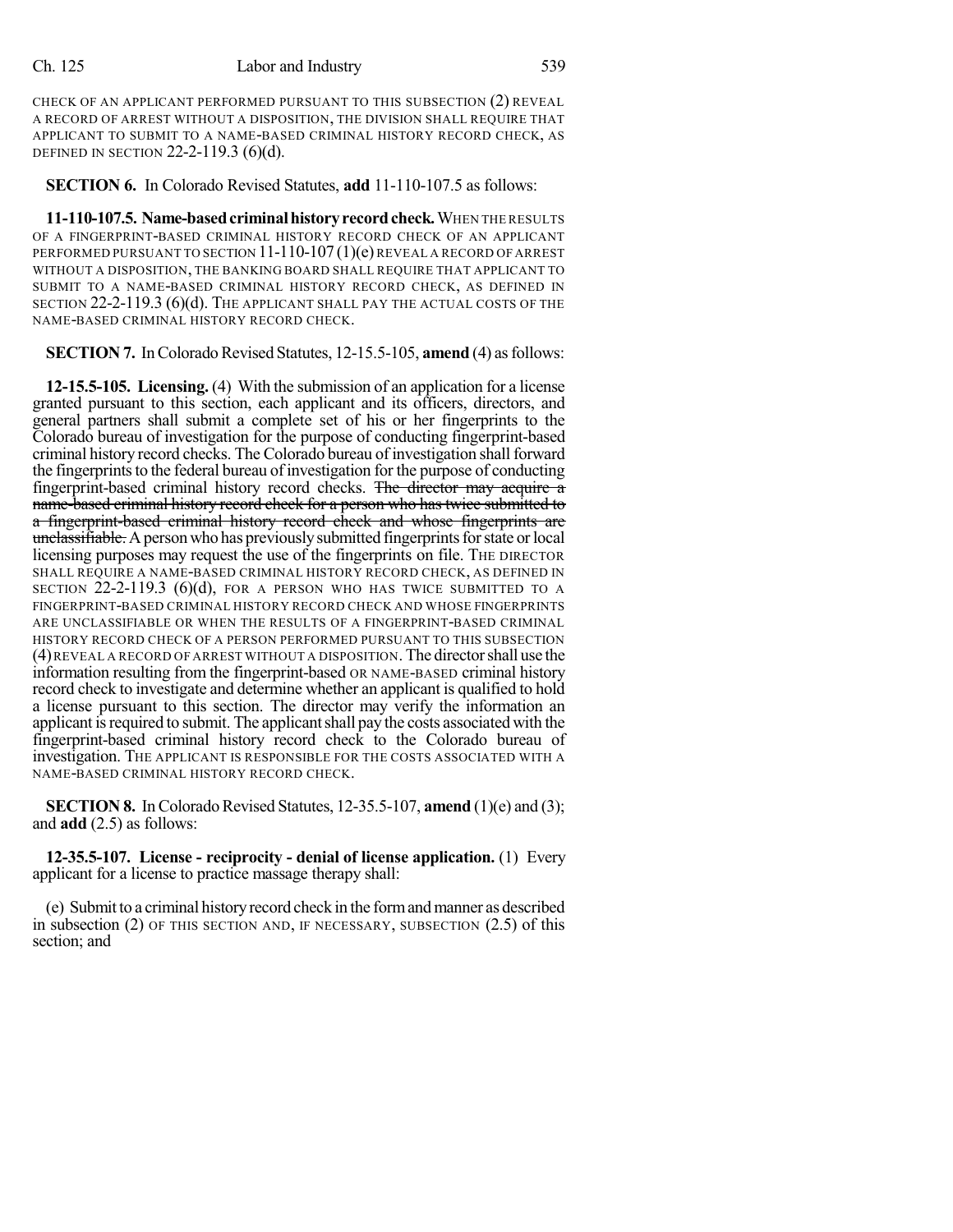CHECK OF AN APPLICANT PERFORMED PURSUANT TO THIS SUBSECTION (2) REVEAL A RECORD OF ARREST WITHOUT A DISPOSITION, THE DIVISION SHALL REQUIRE THAT APPLICANT TO SUBMIT TO A NAME-BASED CRIMINAL HISTORY RECORD CHECK, AS DEFINED IN SECTION 22-2-119.3 (6)(d).

**SECTION 6.** In Colorado Revised Statutes, **add** 11-110-107.5 as follows:

**11-110-107.5. Name-based criminal history record check.** WHEN THE RESULTS OF A FINGERPRINT-BASED CRIMINAL HISTORY RECORD CHECK OF AN APPLICANT PERFORMED PURSUANT TO SECTION 11-110-107 (1)(e) REVEAL A RECORD OF ARREST WITHOUT A DISPOSITION, THE BANKING BOARD SHALL REQUIRE THAT APPLICANT TO SUBMIT TO A NAME-BASED CRIMINAL HISTORY RECORD CHECK, AS DEFINED IN SECTION 22-2-119.3 (6)(d). THE APPLICANT SHALL PAY THE ACTUAL COSTS OF THE NAME-BASED CRIMINAL HISTORY RECORD CHECK.

**SECTION 7.** In Colorado Revised Statutes, 12-15.5-105, **amend** (4) as follows:

**12-15.5-105. Licensing.** (4) With the submission of an application for a license granted pursuant to this section, each applicant and its officers, directors, and general partners shall submit a complete set of his or her fingerprints to the Colorado bureau of investigation for the purpose of conducting fingerprint-based criminal history record checks. The Colorado bureau of investigation shall forward the fingerprints to the federal bureau of investigation for the purpose of conducting fingerprint-based criminal history record checks. ~~The director may acquire a name-based criminal history record check for a person who has twice submitted to a fingerprint-based criminal history record check and whose fingerprints are unclassifiable.~~ A person who has previously submitted fingerprints for state or local licensing purposes may request the use of the fingerprints on file. THE DIRECTOR SHALL REQUIRE A NAME-BASED CRIMINAL HISTORY RECORD CHECK, AS DEFINED IN SECTION 22-2-119.3 (6)(d), FOR A PERSON WHO HAS TWICE SUBMITTED TO A FINGERPRINT-BASED CRIMINAL HISTORY RECORD CHECK AND WHOSE FINGERPRINTS ARE UNCLASSIFIABLE OR WHEN THE RESULTS OF A FINGERPRINT-BASED CRIMINAL HISTORY RECORD CHECK OF A PERSON PERFORMED PURSUANT TO THIS SUBSECTION (4) REVEAL A RECORD OF ARREST WITHOUT A DISPOSITION. The director shall use the information resulting from the fingerprint-based OR NAME-BASED criminal history record check to investigate and determine whether an applicant is qualified to hold a license pursuant to this section. The director may verify the information an applicant is required to submit. The applicant shall pay the costs associated with the fingerprint-based criminal history record check to the Colorado bureau of investigation. THE APPLICANT IS RESPONSIBLE FOR THE COSTS ASSOCIATED WITH A NAME-BASED CRIMINAL HISTORY RECORD CHECK.

**SECTION 8.** In Colorado Revised Statutes, 12-35.5-107, **amend** (1)(e) and (3); and **add** (2.5) as follows:

**12-35.5-107. License - reciprocity - denial of license application.** (1) Every applicant for a license to practice massage therapy shall:

(e) Submit to a criminal history record check in the form and manner as described in subsection (2) OF THIS SECTION AND, IF NECESSARY, SUBSECTION (2.5) of this section; and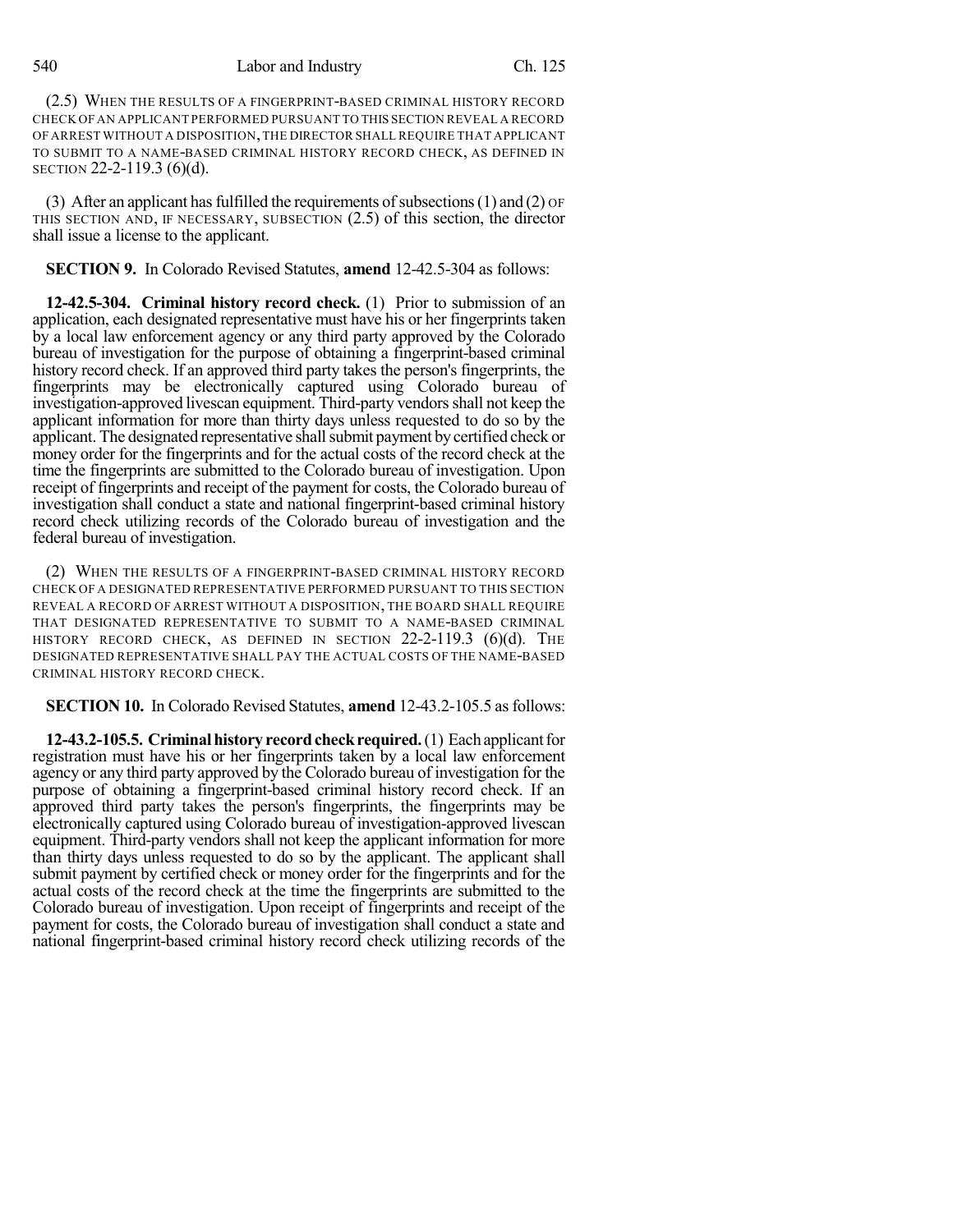(2.5) WHEN THE RESULTS OF A FINGERPRINT-BASED CRIMINAL HISTORY RECORD CHECK OF AN APPLICANT PERFORMED PURSUANT TO THIS SECTION REVEAL A RECORD OF ARREST WITHOUT A DISPOSITION, THE DIRECTOR SHALL REQUIRE THAT APPLICANT TO SUBMIT TO A NAME-BASED CRIMINAL HISTORY RECORD CHECK, AS DEFINED IN SECTION 22-2-119.3 (6)(d).

(3) After an applicant has fulfilled the requirements of subsections (1) and (2) OF THIS SECTION AND, IF NECESSARY, SUBSECTION (2.5) of this section, the director shall issue a license to the applicant.

**SECTION 9.** In Colorado Revised Statutes, **amend** 12-42.5-304 as follows:

**12-42.5-304. Criminal history record check.** (1) Prior to submission of an application, each designated representative must have his or her fingerprints taken by a local law enforcement agency or any third party approved by the Colorado bureau of investigation for the purpose of obtaining a fingerprint-based criminal history record check. If an approved third party takes the person's fingerprints, the fingerprints may be electronically captured using Colorado bureau of investigation-approved livescan equipment. Third-party vendors shall not keep the applicant information for more than thirty days unless requested to do so by the applicant. The designated representative shall submit payment by certified check or money order for the fingerprints and for the actual costs of the record check at the time the fingerprints are submitted to the Colorado bureau of investigation. Upon receipt of fingerprints and receipt of the payment for costs, the Colorado bureau of investigation shall conduct a state and national fingerprint-based criminal history record check utilizing records of the Colorado bureau of investigation and the federal bureau of investigation.

(2) WHEN THE RESULTS OF A FINGERPRINT-BASED CRIMINAL HISTORY RECORD CHECK OF A DESIGNATED REPRESENTATIVE PERFORMED PURSUANT TO THIS SECTION REVEAL A RECORD OF ARREST WITHOUT A DISPOSITION, THE BOARD SHALL REQUIRE THAT DESIGNATED REPRESENTATIVE TO SUBMIT TO A NAME-BASED CRIMINAL HISTORY RECORD CHECK, AS DEFINED IN SECTION 22-2-119.3 (6)(d). THE DESIGNATED REPRESENTATIVE SHALL PAY THE ACTUAL COSTS OF THE NAME-BASED CRIMINAL HISTORY RECORD CHECK.

**SECTION 10.** In Colorado Revised Statutes, **amend** 12-43.2-105.5 as follows:

**12-43.2-105.5. Criminal history record check required.** (1) Each applicant for registration must have his or her fingerprints taken by a local law enforcement agency or any third party approved by the Colorado bureau of investigation for the purpose of obtaining a fingerprint-based criminal history record check. If an approved third party takes the person's fingerprints, the fingerprints may be electronically captured using Colorado bureau of investigation-approved livescan equipment. Third-party vendors shall not keep the applicant information for more than thirty days unless requested to do so by the applicant. The applicant shall submit payment by certified check or money order for the fingerprints and for the actual costs of the record check at the time the fingerprints are submitted to the Colorado bureau of investigation. Upon receipt of fingerprints and receipt of the payment for costs, the Colorado bureau of investigation shall conduct a state and national fingerprint-based criminal history record check utilizing records of the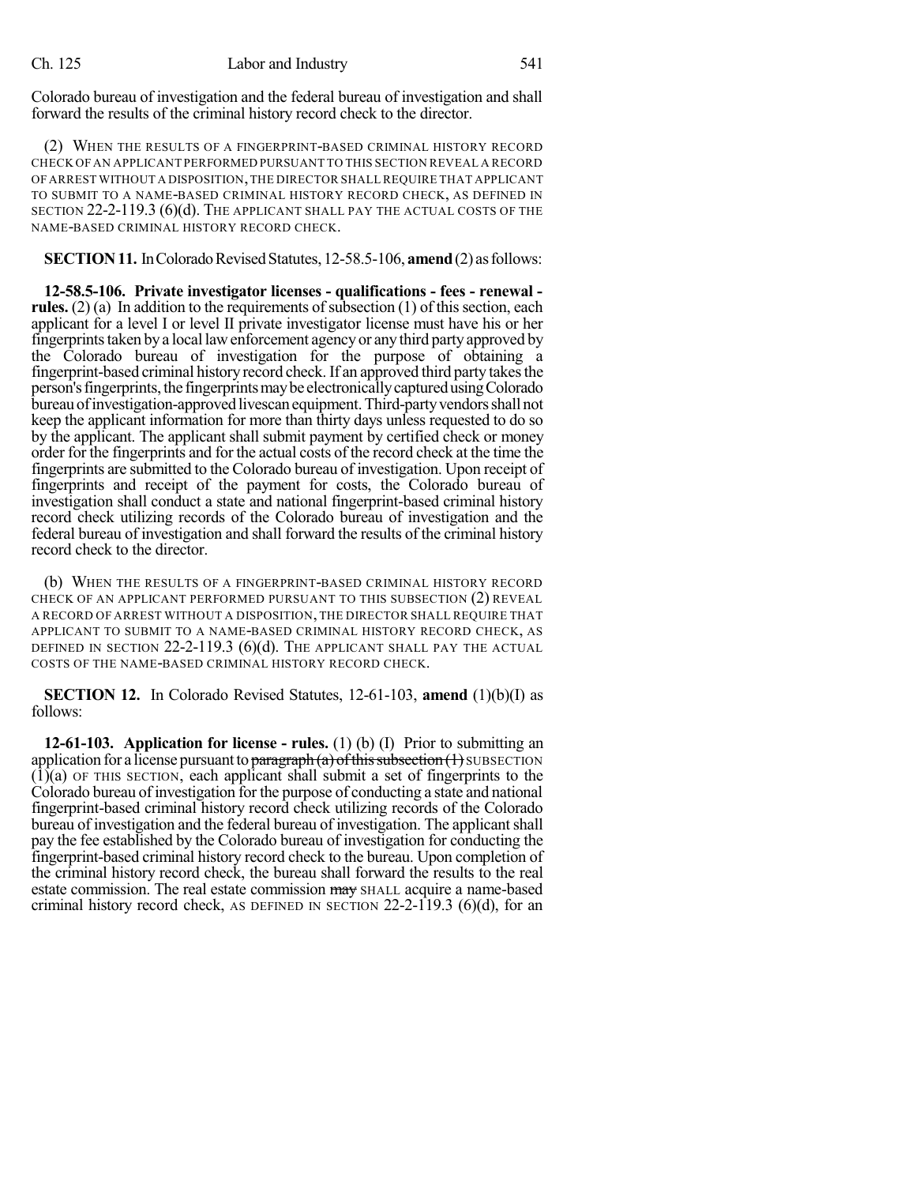Colorado bureau of investigation and the federal bureau of investigation and shall forward the results of the criminal history record check to the director.

(2) WHEN THE RESULTS OF A FINGERPRINT-BASED CRIMINAL HISTORY RECORD CHECK OF AN APPLICANT PERFORMED PURSUANT TO THIS SECTION REVEAL A RECORD OF ARREST WITHOUT A DISPOSITION, THE DIRECTOR SHALL REQUIRE THAT APPLICANT TO SUBMIT TO A NAME-BASED CRIMINAL HISTORY RECORD CHECK, AS DEFINED IN SECTION 22-2-119.3 (6)(d). THE APPLICANT SHALL PAY THE ACTUAL COSTS OF THE NAME-BASED CRIMINAL HISTORY RECORD CHECK.

**SECTION 11.** In Colorado Revised Statutes, 12-58.5-106, **amend** (2) as follows:

**12-58.5-106. Private investigator licenses - qualifications - fees - renewal - rules.** (2) (a) In addition to the requirements of subsection (1) of this section, each applicant for a level I or level II private investigator license must have his or her fingerprints taken by a local law enforcement agency or any third party approved by the Colorado bureau of investigation for the purpose of obtaining a fingerprint-based criminal history record check. If an approved third party takes the person's fingerprints, the fingerprints may be electronically captured using Colorado bureau of investigation-approved livescan equipment. Third-party vendors shall not keep the applicant information for more than thirty days unless requested to do so by the applicant. The applicant shall submit payment by certified check or money order for the fingerprints and for the actual costs of the record check at the time the fingerprints are submitted to the Colorado bureau of investigation. Upon receipt of fingerprints and receipt of the payment for costs, the Colorado bureau of investigation shall conduct a state and national fingerprint-based criminal history record check utilizing records of the Colorado bureau of investigation and the federal bureau of investigation and shall forward the results of the criminal history record check to the director.

(b) WHEN THE RESULTS OF A FINGERPRINT-BASED CRIMINAL HISTORY RECORD CHECK OF AN APPLICANT PERFORMED PURSUANT TO THIS SUBSECTION (2) REVEAL A RECORD OF ARREST WITHOUT A DISPOSITION, THE DIRECTOR SHALL REQUIRE THAT APPLICANT TO SUBMIT TO A NAME-BASED CRIMINAL HISTORY RECORD CHECK, AS DEFINED IN SECTION 22-2-119.3 (6)(d). THE APPLICANT SHALL PAY THE ACTUAL COSTS OF THE NAME-BASED CRIMINAL HISTORY RECORD CHECK.

**SECTION 12.** In Colorado Revised Statutes, 12-61-103, **amend** (1)(b)(I) as follows:

**12-61-103. Application for license - rules.** (1) (b) (I) Prior to submitting an application for a license pursuant to ~~paragraph (a) of this subsection (1)~~ SUBSECTION (1)(a) OF THIS SECTION, each applicant shall submit a set of fingerprints to the Colorado bureau of investigation for the purpose of conducting a state and national fingerprint-based criminal history record check utilizing records of the Colorado bureau of investigation and the federal bureau of investigation. The applicant shall pay the fee established by the Colorado bureau of investigation for conducting the fingerprint-based criminal history record check to the bureau. Upon completion of the criminal history record check, the bureau shall forward the results to the real estate commission. The real estate commission ~~may~~ SHALL acquire a name-based criminal history record check, AS DEFINED IN SECTION 22-2-119.3 (6)(d), for an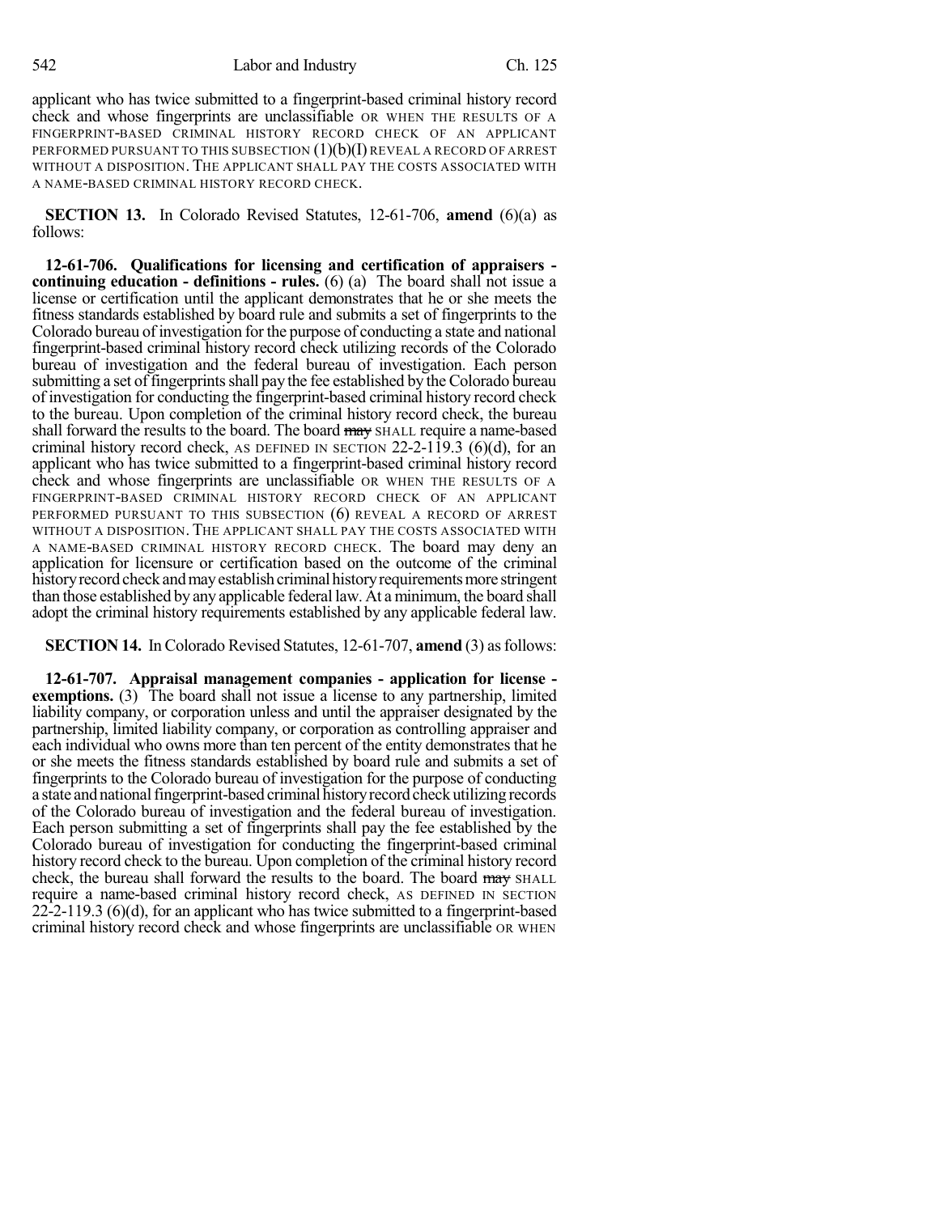applicant who has twice submitted to a fingerprint-based criminal history record check and whose fingerprints are unclassifiable OR WHEN THE RESULTS OF A FINGERPRINT-BASED CRIMINAL HISTORY RECORD CHECK OF AN APPLICANT PERFORMED PURSUANT TO THIS SUBSECTION (1)(b)(I) REVEAL A RECORD OF ARREST WITHOUT A DISPOSITION. THE APPLICANT SHALL PAY THE COSTS ASSOCIATED WITH A NAME-BASED CRIMINAL HISTORY RECORD CHECK.

**SECTION 13.** In Colorado Revised Statutes, 12-61-706, **amend** (6)(a) as follows:

**12-61-706. Qualifications for licensing and certification of appraisers - continuing education - definitions - rules.** (6) (a) The board shall not issue a license or certification until the applicant demonstrates that he or she meets the fitness standards established by board rule and submits a set of fingerprints to the Colorado bureau of investigation for the purpose of conducting a state and national fingerprint-based criminal history record check utilizing records of the Colorado bureau of investigation and the federal bureau of investigation. Each person submitting a set of fingerprints shall pay the fee established by the Colorado bureau of investigation for conducting the fingerprint-based criminal history record check to the bureau. Upon completion of the criminal history record check, the bureau shall forward the results to the board. The board ~~may~~ SHALL require a name-based criminal history record check, AS DEFINED IN SECTION 22-2-119.3 (6)(d), for an applicant who has twice submitted to a fingerprint-based criminal history record check and whose fingerprints are unclassifiable OR WHEN THE RESULTS OF A FINGERPRINT-BASED CRIMINAL HISTORY RECORD CHECK OF AN APPLICANT PERFORMED PURSUANT TO THIS SUBSECTION (6) REVEAL A RECORD OF ARREST WITHOUT A DISPOSITION. THE APPLICANT SHALL PAY THE COSTS ASSOCIATED WITH A NAME-BASED CRIMINAL HISTORY RECORD CHECK. The board may deny an application for licensure or certification based on the outcome of the criminal history record check and may establish criminal history requirements more stringent than those established by any applicable federal law. At a minimum, the board shall adopt the criminal history requirements established by any applicable federal law.

**SECTION 14.** In Colorado Revised Statutes, 12-61-707, **amend** (3) as follows:

**12-61-707. Appraisal management companies - application for license - exemptions.** (3) The board shall not issue a license to any partnership, limited liability company, or corporation unless and until the appraiser designated by the partnership, limited liability company, or corporation as controlling appraiser and each individual who owns more than ten percent of the entity demonstrates that he or she meets the fitness standards established by board rule and submits a set of fingerprints to the Colorado bureau of investigation for the purpose of conducting a state and national fingerprint-based criminal history record check utilizing records of the Colorado bureau of investigation and the federal bureau of investigation. Each person submitting a set of fingerprints shall pay the fee established by the Colorado bureau of investigation for conducting the fingerprint-based criminal history record check to the bureau. Upon completion of the criminal history record check, the bureau shall forward the results to the board. The board ~~may~~ SHALL require a name-based criminal history record check, AS DEFINED IN SECTION 22-2-119.3 (6)(d), for an applicant who has twice submitted to a fingerprint-based criminal history record check and whose fingerprints are unclassifiable OR WHEN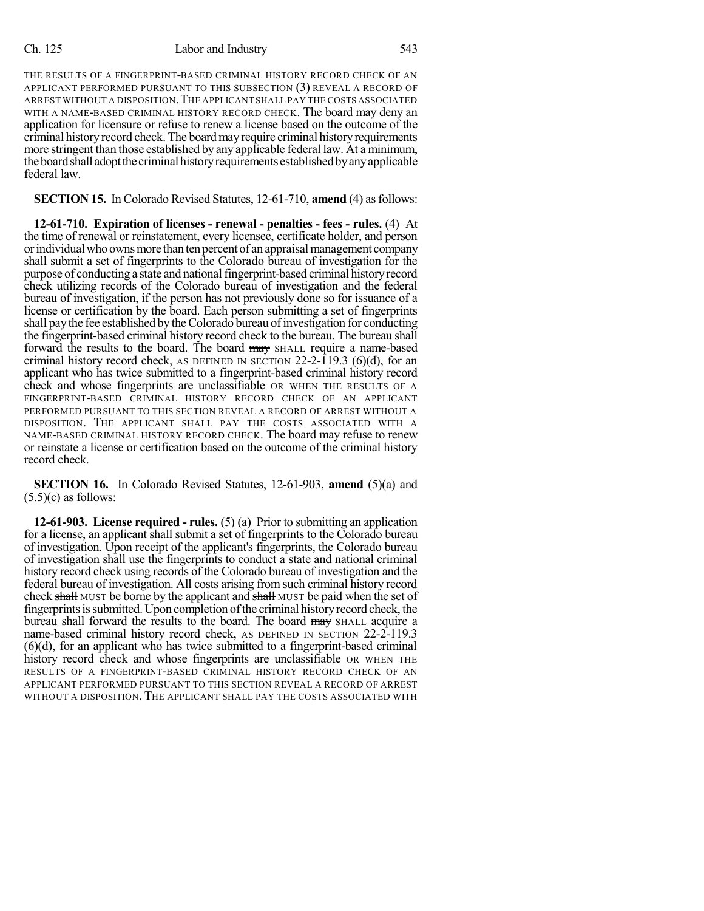THE RESULTS OF A FINGERPRINT-BASED CRIMINAL HISTORY RECORD CHECK OF AN APPLICANT PERFORMED PURSUANT TO THIS SUBSECTION (3) REVEAL A RECORD OF ARREST WITHOUT A DISPOSITION. THE APPLICANT SHALL PAY THE COSTS ASSOCIATED WITH A NAME-BASED CRIMINAL HISTORY RECORD CHECK. The board may deny an application for licensure or refuse to renew a license based on the outcome of the criminal history record check. The board may require criminal history requirements more stringent than those established by any applicable federal law. At a minimum, the board shall adopt the criminal history requirements established by any applicable federal law.

**SECTION 15.** In Colorado Revised Statutes, 12-61-710, **amend** (4) as follows:

**12-61-710. Expiration of licenses - renewal - penalties - fees - rules.** (4) At the time of renewal or reinstatement, every licensee, certificate holder, and person or individual who owns more than ten percent of an appraisal management company shall submit a set of fingerprints to the Colorado bureau of investigation for the purpose of conducting a state and national fingerprint-based criminal history record check utilizing records of the Colorado bureau of investigation and the federal bureau of investigation, if the person has not previously done so for issuance of a license or certification by the board. Each person submitting a set of fingerprints shall pay the fee established by the Colorado bureau of investigation for conducting the fingerprint-based criminal history record check to the bureau. The bureau shall forward the results to the board. The board ~~may~~ SHALL require a name-based criminal history record check, AS DEFINED IN SECTION 22-2-119.3 (6)(d), for an applicant who has twice submitted to a fingerprint-based criminal history record check and whose fingerprints are unclassifiable OR WHEN THE RESULTS OF A FINGERPRINT-BASED CRIMINAL HISTORY RECORD CHECK OF AN APPLICANT PERFORMED PURSUANT TO THIS SECTION REVEAL A RECORD OF ARREST WITHOUT A DISPOSITION. THE APPLICANT SHALL PAY THE COSTS ASSOCIATED WITH A NAME-BASED CRIMINAL HISTORY RECORD CHECK. The board may refuse to renew or reinstate a license or certification based on the outcome of the criminal history record check.

**SECTION 16.** In Colorado Revised Statutes, 12-61-903, **amend** (5)(a) and (5.5)(c) as follows:

**12-61-903. License required - rules.** (5) (a) Prior to submitting an application for a license, an applicant shall submit a set of fingerprints to the Colorado bureau of investigation. Upon receipt of the applicant's fingerprints, the Colorado bureau of investigation shall use the fingerprints to conduct a state and national criminal history record check using records of the Colorado bureau of investigation and the federal bureau of investigation. All costs arising from such criminal history record check ~~shall~~ MUST be borne by the applicant and ~~shall~~ MUST be paid when the set of fingerprints is submitted. Upon completion of the criminal history record check, the bureau shall forward the results to the board. The board ~~may~~ SHALL acquire a name-based criminal history record check, AS DEFINED IN SECTION 22-2-119.3 (6)(d), for an applicant who has twice submitted to a fingerprint-based criminal history record check and whose fingerprints are unclassifiable OR WHEN THE RESULTS OF A FINGERPRINT-BASED CRIMINAL HISTORY RECORD CHECK OF AN APPLICANT PERFORMED PURSUANT TO THIS SECTION REVEAL A RECORD OF ARREST WITHOUT A DISPOSITION. THE APPLICANT SHALL PAY THE COSTS ASSOCIATED WITH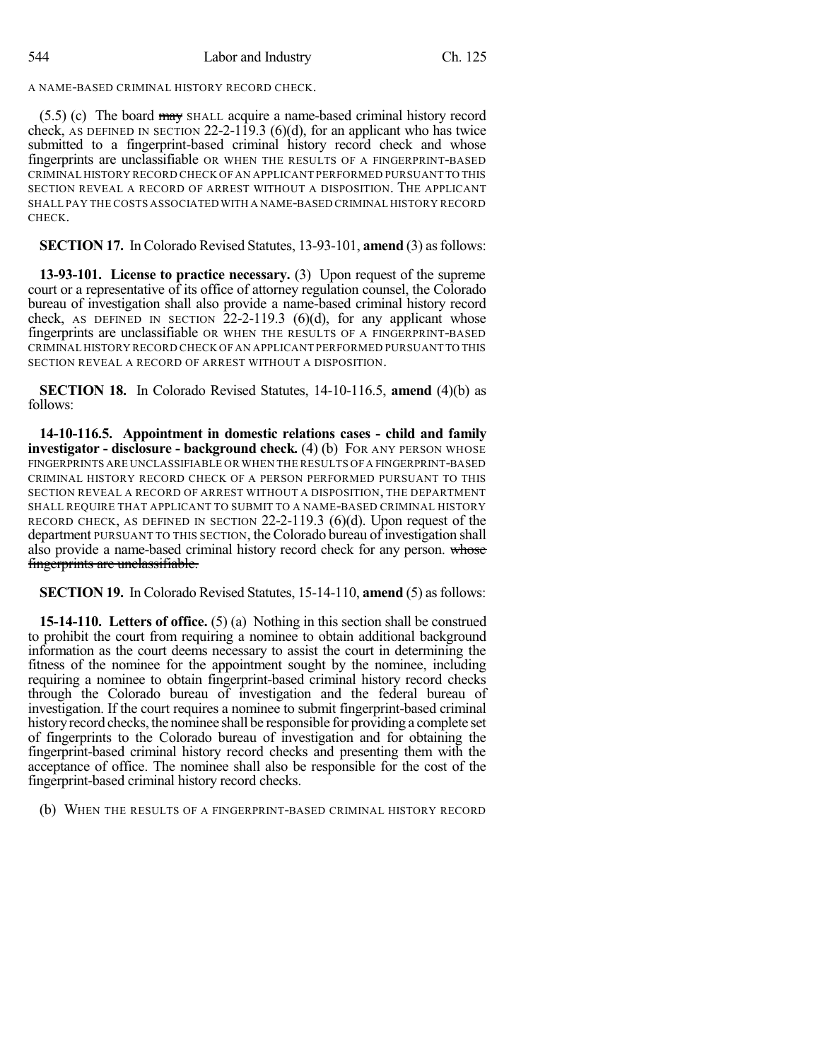A NAME-BASED CRIMINAL HISTORY RECORD CHECK.

(5.5) (c) The board ~~may~~ SHALL acquire a name-based criminal history record check, AS DEFINED IN SECTION 22-2-119.3 (6)(d), for an applicant who has twice submitted to a fingerprint-based criminal history record check and whose fingerprints are unclassifiable OR WHEN THE RESULTS OF A FINGERPRINT-BASED CRIMINAL HISTORY RECORD CHECK OF AN APPLICANT PERFORMED PURSUANT TO THIS SECTION REVEAL A RECORD OF ARREST WITHOUT A DISPOSITION. THE APPLICANT SHALL PAY THE COSTS ASSOCIATED WITH A NAME-BASED CRIMINAL HISTORY RECORD CHECK.

**SECTION 17.** In Colorado Revised Statutes, 13-93-101, **amend** (3) as follows:

**13-93-101. License to practice necessary.** (3) Upon request of the supreme court or a representative of its office of attorney regulation counsel, the Colorado bureau of investigation shall also provide a name-based criminal history record check, AS DEFINED IN SECTION 22-2-119.3 (6)(d), for any applicant whose fingerprints are unclassifiable OR WHEN THE RESULTS OF A FINGERPRINT-BASED CRIMINAL HISTORY RECORD CHECK OF AN APPLICANT PERFORMED PURSUANT TO THIS SECTION REVEAL A RECORD OF ARREST WITHOUT A DISPOSITION.

**SECTION 18.** In Colorado Revised Statutes, 14-10-116.5, **amend** (4)(b) as follows:

**14-10-116.5. Appointment in domestic relations cases - child and family investigator - disclosure - background check.** (4) (b) FOR ANY PERSON WHOSE FINGERPRINTS ARE UNCLASSIFIABLE OR WHEN THE RESULTS OF A FINGERPRINT-BASED CRIMINAL HISTORY RECORD CHECK OF A PERSON PERFORMED PURSUANT TO THIS SECTION REVEAL A RECORD OF ARREST WITHOUT A DISPOSITION, THE DEPARTMENT SHALL REQUIRE THAT APPLICANT TO SUBMIT TO A NAME-BASED CRIMINAL HISTORY RECORD CHECK, AS DEFINED IN SECTION 22-2-119.3 (6)(d). Upon request of the department PURSUANT TO THIS SECTION, the Colorado bureau of investigation shall also provide a name-based criminal history record check for any person. ~~whose fingerprints are unclassifiable.~~

**SECTION 19.** In Colorado Revised Statutes, 15-14-110, **amend** (5) as follows:

**15-14-110. Letters of office.** (5) (a) Nothing in this section shall be construed to prohibit the court from requiring a nominee to obtain additional background information as the court deems necessary to assist the court in determining the fitness of the nominee for the appointment sought by the nominee, including requiring a nominee to obtain fingerprint-based criminal history record checks through the Colorado bureau of investigation and the federal bureau of investigation. If the court requires a nominee to submit fingerprint-based criminal history record checks, the nominee shall be responsible for providing a complete set of fingerprints to the Colorado bureau of investigation and for obtaining the fingerprint-based criminal history record checks and presenting them with the acceptance of office. The nominee shall also be responsible for the cost of the fingerprint-based criminal history record checks.

(b) WHEN THE RESULTS OF A FINGERPRINT-BASED CRIMINAL HISTORY RECORD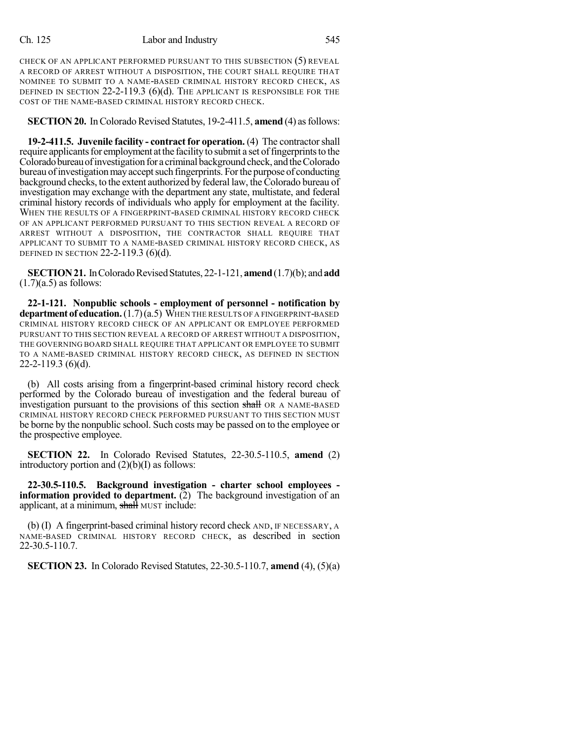CHECK OF AN APPLICANT PERFORMED PURSUANT TO THIS SUBSECTION (5) REVEAL A RECORD OF ARREST WITHOUT A DISPOSITION, THE COURT SHALL REQUIRE THAT NOMINEE TO SUBMIT TO A NAME-BASED CRIMINAL HISTORY RECORD CHECK, AS DEFINED IN SECTION 22-2-119.3 (6)(d). THE APPLICANT IS RESPONSIBLE FOR THE COST OF THE NAME-BASED CRIMINAL HISTORY RECORD CHECK.

**SECTION 20.** In Colorado Revised Statutes, 19-2-411.5, **amend** (4) as follows:

**19-2-411.5. Juvenile facility - contract for operation.** (4) The contractor shall require applicants for employment at the facility to submit a set of fingerprints to the Colorado bureau of investigation for a criminal background check, and the Colorado bureau of investigation may accept such fingerprints. For the purpose of conducting background checks, to the extent authorized by federal law, the Colorado bureau of investigation may exchange with the department any state, multistate, and federal criminal history records of individuals who apply for employment at the facility. WHEN THE RESULTS OF A FINGERPRINT-BASED CRIMINAL HISTORY RECORD CHECK OF AN APPLICANT PERFORMED PURSUANT TO THIS SECTION REVEAL A RECORD OF ARREST WITHOUT A DISPOSITION, THE CONTRACTOR SHALL REQUIRE THAT APPLICANT TO SUBMIT TO A NAME-BASED CRIMINAL HISTORY RECORD CHECK, AS DEFINED IN SECTION 22-2-119.3 (6)(d).

**SECTION 21.** In Colorado Revised Statutes, 22-1-121, **amend** (1.7)(b); and **add** (1.7)(a.5) as follows:

**22-1-121. Nonpublic schools - employment of personnel - notification by department of education.** (1.7) (a.5) WHEN THE RESULTS OF A FINGERPRINT-BASED CRIMINAL HISTORY RECORD CHECK OF AN APPLICANT OR EMPLOYEE PERFORMED PURSUANT TO THIS SECTION REVEAL A RECORD OF ARREST WITHOUT A DISPOSITION, THE GOVERNING BOARD SHALL REQUIRE THAT APPLICANT OR EMPLOYEE TO SUBMIT TO A NAME-BASED CRIMINAL HISTORY RECORD CHECK, AS DEFINED IN SECTION 22-2-119.3 (6)(d).

(b) All costs arising from a fingerprint-based criminal history record check performed by the Colorado bureau of investigation and the federal bureau of investigation pursuant to the provisions of this section ~~shall~~ OR A NAME-BASED CRIMINAL HISTORY RECORD CHECK PERFORMED PURSUANT TO THIS SECTION MUST be borne by the nonpublic school. Such costs may be passed on to the employee or the prospective employee.

**SECTION 22.** In Colorado Revised Statutes, 22-30.5-110.5, **amend** (2) introductory portion and (2)(b)(I) as follows:

**22-30.5-110.5. Background investigation - charter school employees - information provided to department.** (2) The background investigation of an applicant, at a minimum, ~~shall~~ MUST include:

(b) (I) A fingerprint-based criminal history record check AND, IF NECESSARY, A NAME-BASED CRIMINAL HISTORY RECORD CHECK, as described in section 22-30.5-110.7.

**SECTION 23.** In Colorado Revised Statutes, 22-30.5-110.7, **amend** (4), (5)(a)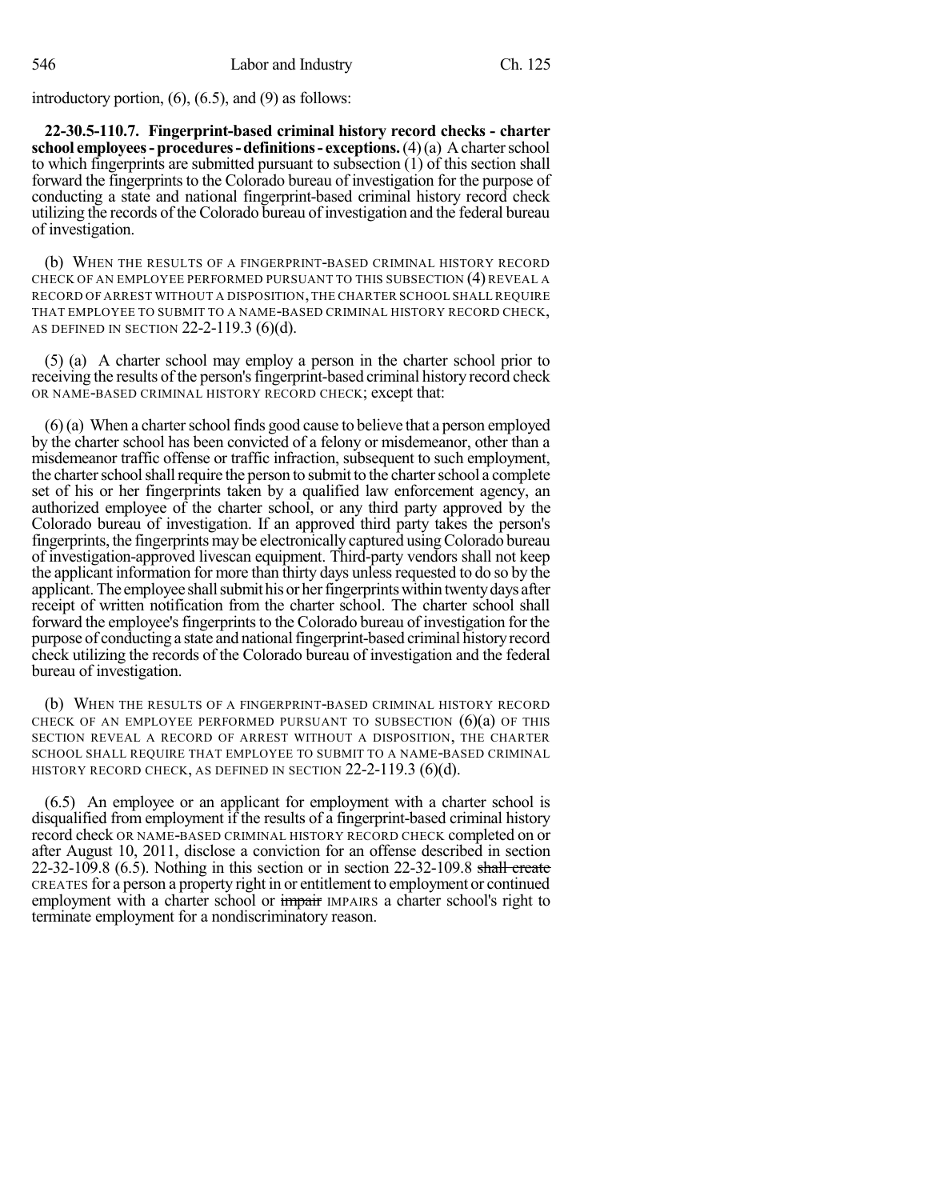introductory portion, (6), (6.5), and (9) as follows:

**22-30.5-110.7. Fingerprint-based criminal history record checks - charter school employees - procedures - definitions - exceptions.** (4) (a) A charter school to which fingerprints are submitted pursuant to subsection (1) of this section shall forward the fingerprints to the Colorado bureau of investigation for the purpose of conducting a state and national fingerprint-based criminal history record check utilizing the records of the Colorado bureau of investigation and the federal bureau of investigation.

(b) WHEN THE RESULTS OF A FINGERPRINT-BASED CRIMINAL HISTORY RECORD CHECK OF AN EMPLOYEE PERFORMED PURSUANT TO THIS SUBSECTION (4) REVEAL A RECORD OF ARREST WITHOUT A DISPOSITION, THE CHARTER SCHOOL SHALL REQUIRE THAT EMPLOYEE TO SUBMIT TO A NAME-BASED CRIMINAL HISTORY RECORD CHECK, AS DEFINED IN SECTION 22-2-119.3 (6)(d).

(5) (a) A charter school may employ a person in the charter school prior to receiving the results of the person's fingerprint-based criminal history record check OR NAME-BASED CRIMINAL HISTORY RECORD CHECK; except that:

(6) (a) When a charter school finds good cause to believe that a person employed by the charter school has been convicted of a felony or misdemeanor, other than a misdemeanor traffic offense or traffic infraction, subsequent to such employment, the charter school shall require the person to submit to the charter school a complete set of his or her fingerprints taken by a qualified law enforcement agency, an authorized employee of the charter school, or any third party approved by the Colorado bureau of investigation. If an approved third party takes the person's fingerprints, the fingerprints may be electronically captured using Colorado bureau of investigation-approved livescan equipment. Third-party vendors shall not keep the applicant information for more than thirty days unless requested to do so by the applicant. The employee shall submit his or her fingerprints within twenty days after receipt of written notification from the charter school. The charter school shall forward the employee's fingerprints to the Colorado bureau of investigation for the purpose of conducting a state and national fingerprint-based criminal history record check utilizing the records of the Colorado bureau of investigation and the federal bureau of investigation.

(b) WHEN THE RESULTS OF A FINGERPRINT-BASED CRIMINAL HISTORY RECORD CHECK OF AN EMPLOYEE PERFORMED PURSUANT TO SUBSECTION (6)(a) OF THIS SECTION REVEAL A RECORD OF ARREST WITHOUT A DISPOSITION, THE CHARTER SCHOOL SHALL REQUIRE THAT EMPLOYEE TO SUBMIT TO A NAME-BASED CRIMINAL HISTORY RECORD CHECK, AS DEFINED IN SECTION 22-2-119.3 (6)(d).

(6.5) An employee or an applicant for employment with a charter school is disqualified from employment if the results of a fingerprint-based criminal history record check OR NAME-BASED CRIMINAL HISTORY RECORD CHECK completed on or after August 10, 2011, disclose a conviction for an offense described in section 22-32-109.8 (6.5). Nothing in this section or in section 22-32-109.8 ~~shall create~~ CREATES for a person a property right in or entitlement to employment or continued employment with a charter school or ~~impair~~ IMPAIRS a charter school's right to terminate employment for a nondiscriminatory reason.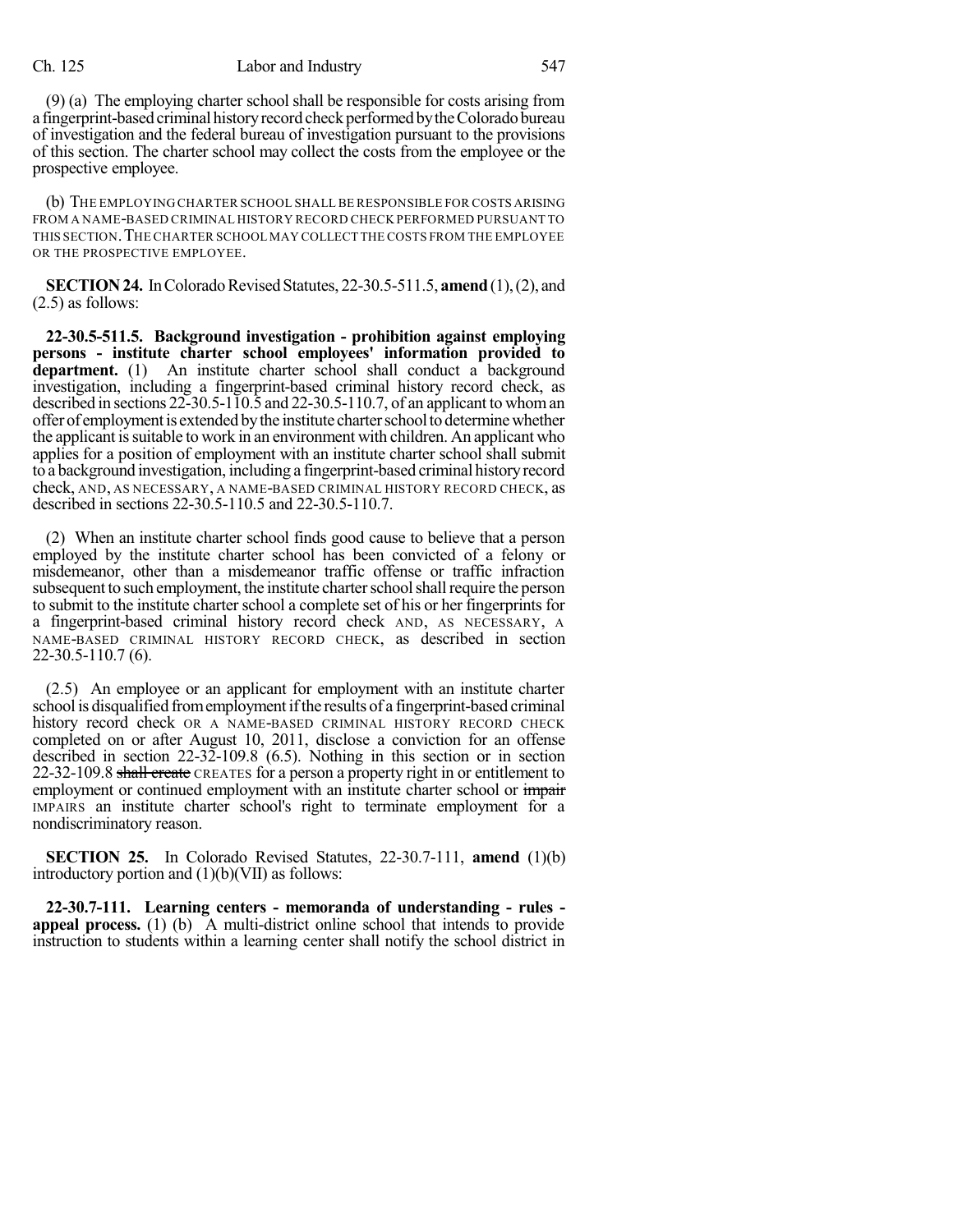(9) (a) The employing charter school shall be responsible for costs arising from a fingerprint-based criminal history record check performed by the Colorado bureau of investigation and the federal bureau of investigation pursuant to the provisions of this section. The charter school may collect the costs from the employee or the prospective employee.

(b) THE EMPLOYING CHARTER SCHOOL SHALL BE RESPONSIBLE FOR COSTS ARISING FROM A NAME-BASED CRIMINAL HISTORY RECORD CHECK PERFORMED PURSUANT TO THIS SECTION. THE CHARTER SCHOOL MAY COLLECT THE COSTS FROM THE EMPLOYEE OR THE PROSPECTIVE EMPLOYEE.

**SECTION 24.** In Colorado Revised Statutes, 22-30.5-511.5, **amend** (1), (2), and (2.5) as follows:

**22-30.5-511.5. Background investigation - prohibition against employing persons - institute charter school employees' information provided to department.** (1) An institute charter school shall conduct a background investigation, including a fingerprint-based criminal history record check, as described in sections 22-30.5-110.5 and 22-30.5-110.7, of an applicant to whom an offer of employment is extended by the institute charter school to determine whether the applicant is suitable to work in an environment with children. An applicant who applies for a position of employment with an institute charter school shall submit to a background investigation, including a fingerprint-based criminal history record check, AND, AS NECESSARY, A NAME-BASED CRIMINAL HISTORY RECORD CHECK, as described in sections 22-30.5-110.5 and 22-30.5-110.7.

(2) When an institute charter school finds good cause to believe that a person employed by the institute charter school has been convicted of a felony or misdemeanor, other than a misdemeanor traffic offense or traffic infraction subsequent to such employment, the institute charter school shall require the person to submit to the institute charter school a complete set of his or her fingerprints for a fingerprint-based criminal history record check AND, AS NECESSARY, A NAME-BASED CRIMINAL HISTORY RECORD CHECK, as described in section 22-30.5-110.7 (6).

(2.5) An employee or an applicant for employment with an institute charter school is disqualified from employment if the results of a fingerprint-based criminal history record check OR A NAME-BASED CRIMINAL HISTORY RECORD CHECK completed on or after August 10, 2011, disclose a conviction for an offense described in section 22-32-109.8 (6.5). Nothing in this section or in section 22-32-109.8 ~~shall create~~ CREATES for a person a property right in or entitlement to employment or continued employment with an institute charter school or ~~impair~~ IMPAIRS an institute charter school's right to terminate employment for a nondiscriminatory reason.

**SECTION 25.** In Colorado Revised Statutes, 22-30.7-111, **amend** (1)(b) introductory portion and (1)(b)(VII) as follows:

**22-30.7-111. Learning centers - memoranda of understanding - rules - appeal process.** (1) (b) A multi-district online school that intends to provide instruction to students within a learning center shall notify the school district in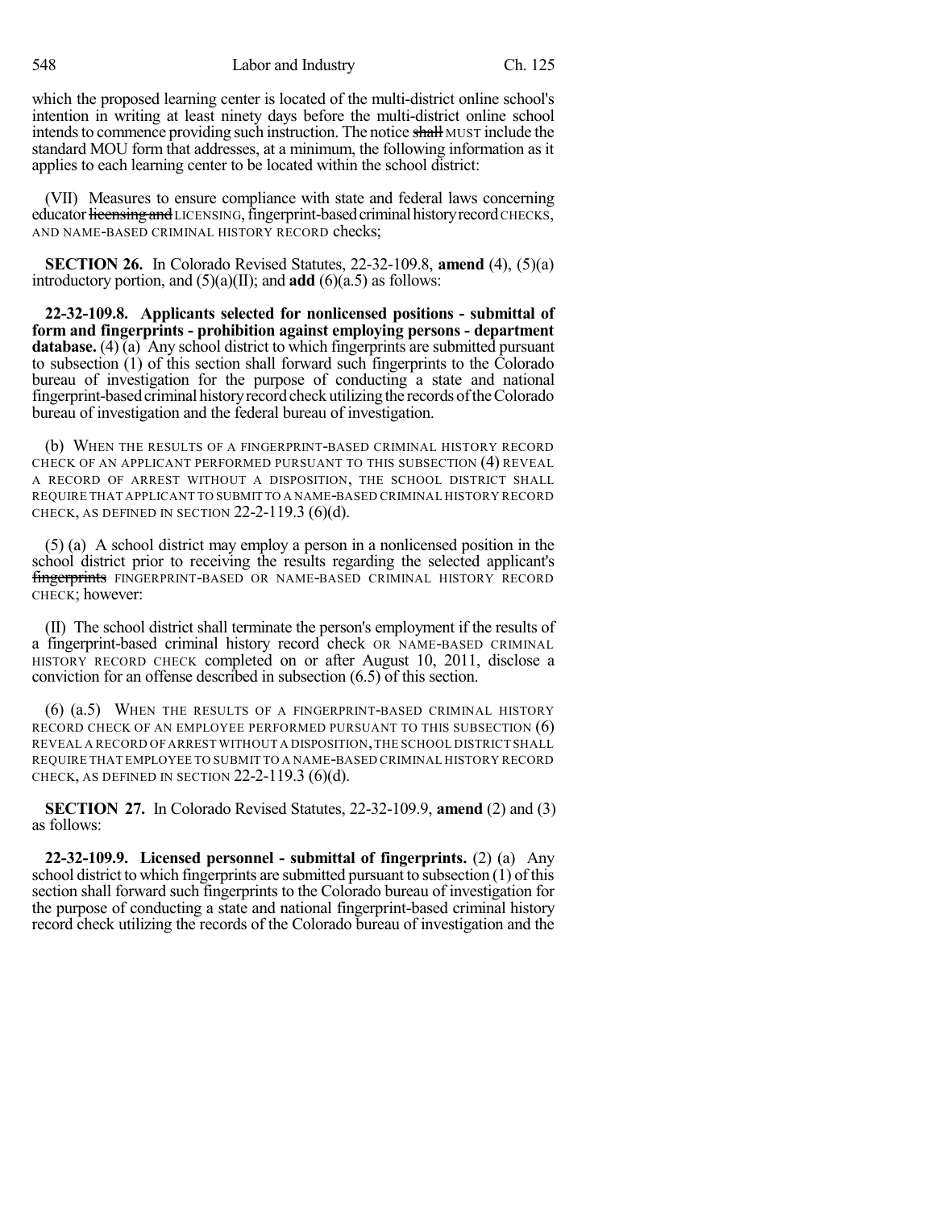which the proposed learning center is located of the multi-district online school's intention in writing at least ninety days before the multi-district online school intends to commence providing such instruction. The notice ~~shall~~ MUST include the standard MOU form that addresses, at a minimum, the following information as it applies to each learning center to be located within the school district:

(VII) Measures to ensure compliance with state and federal laws concerning educator ~~licensing and~~ LICENSING, fingerprint-based criminal history record CHECKS, AND NAME-BASED CRIMINAL HISTORY RECORD checks;

**SECTION 26.** In Colorado Revised Statutes, 22-32-109.8, **amend** (4), (5)(a) introductory portion, and (5)(a)(II); and **add** (6)(a.5) as follows:

**22-32-109.8. Applicants selected for nonlicensed positions - submittal of form and fingerprints - prohibition against employing persons - department database.** (4) (a) Any school district to which fingerprints are submitted pursuant to subsection (1) of this section shall forward such fingerprints to the Colorado bureau of investigation for the purpose of conducting a state and national fingerprint-based criminal history record check utilizing the records of the Colorado bureau of investigation and the federal bureau of investigation.

(b) WHEN THE RESULTS OF A FINGERPRINT-BASED CRIMINAL HISTORY RECORD CHECK OF AN APPLICANT PERFORMED PURSUANT TO THIS SUBSECTION (4) REVEAL A RECORD OF ARREST WITHOUT A DISPOSITION, THE SCHOOL DISTRICT SHALL REQUIRE THAT APPLICANT TO SUBMIT TO A NAME-BASED CRIMINAL HISTORY RECORD CHECK, AS DEFINED IN SECTION 22-2-119.3 (6)(d).

(5) (a) A school district may employ a person in a nonlicensed position in the school district prior to receiving the results regarding the selected applicant's ~~fingerprints~~ FINGERPRINT-BASED OR NAME-BASED CRIMINAL HISTORY RECORD CHECK; however:

(II) The school district shall terminate the person's employment if the results of a fingerprint-based criminal history record check OR NAME-BASED CRIMINAL HISTORY RECORD CHECK completed on or after August 10, 2011, disclose a conviction for an offense described in subsection (6.5) of this section.

(6) (a.5) WHEN THE RESULTS OF A FINGERPRINT-BASED CRIMINAL HISTORY RECORD CHECK OF AN EMPLOYEE PERFORMED PURSUANT TO THIS SUBSECTION (6) REVEAL A RECORD OF ARREST WITHOUT A DISPOSITION, THE SCHOOL DISTRICT SHALL REQUIRE THAT EMPLOYEE TO SUBMIT TO A NAME-BASED CRIMINAL HISTORY RECORD CHECK, AS DEFINED IN SECTION 22-2-119.3 (6)(d).

**SECTION 27.** In Colorado Revised Statutes, 22-32-109.9, **amend** (2) and (3) as follows:

**22-32-109.9. Licensed personnel - submittal of fingerprints.** (2) (a) Any school district to which fingerprints are submitted pursuant to subsection (1) of this section shall forward such fingerprints to the Colorado bureau of investigation for the purpose of conducting a state and national fingerprint-based criminal history record check utilizing the records of the Colorado bureau of investigation and the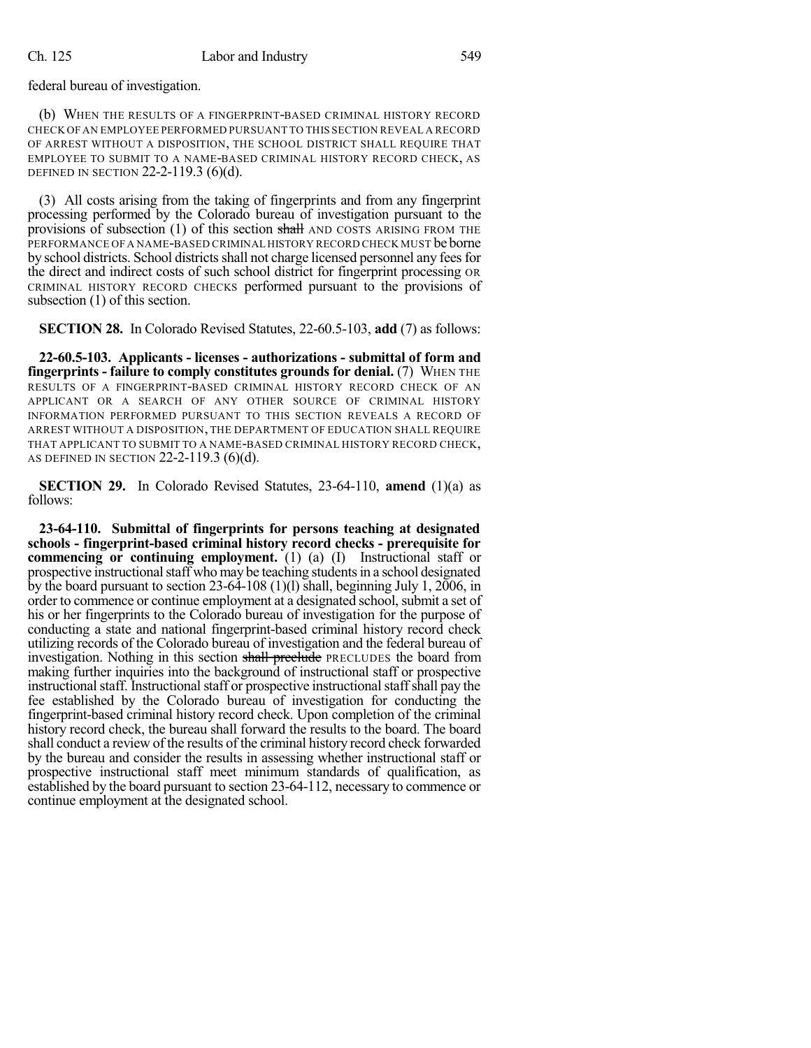federal bureau of investigation.

(b) WHEN THE RESULTS OF A FINGERPRINT-BASED CRIMINAL HISTORY RECORD CHECK OF AN EMPLOYEE PERFORMED PURSUANT TO THIS SECTION REVEAL A RECORD OF ARREST WITHOUT A DISPOSITION, THE SCHOOL DISTRICT SHALL REQUIRE THAT EMPLOYEE TO SUBMIT TO A NAME-BASED CRIMINAL HISTORY RECORD CHECK, AS DEFINED IN SECTION 22-2-119.3 (6)(d).

(3) All costs arising from the taking of fingerprints and from any fingerprint processing performed by the Colorado bureau of investigation pursuant to the provisions of subsection (1) of this section ~~shall~~ AND COSTS ARISING FROM THE PERFORMANCE OF A NAME-BASED CRIMINAL HISTORY RECORD CHECK MUST be borne by school districts. School districts shall not charge licensed personnel any fees for the direct and indirect costs of such school district for fingerprint processing OR CRIMINAL HISTORY RECORD CHECKS performed pursuant to the provisions of subsection (1) of this section.

**SECTION 28.** In Colorado Revised Statutes, 22-60.5-103, **add** (7) as follows:

**22-60.5-103. Applicants - licenses - authorizations - submittal of form and fingerprints - failure to comply constitutes grounds for denial.** (7) WHEN THE RESULTS OF A FINGERPRINT-BASED CRIMINAL HISTORY RECORD CHECK OF AN APPLICANT OR A SEARCH OF ANY OTHER SOURCE OF CRIMINAL HISTORY INFORMATION PERFORMED PURSUANT TO THIS SECTION REVEALS A RECORD OF ARREST WITHOUT A DISPOSITION, THE DEPARTMENT OF EDUCATION SHALL REQUIRE THAT APPLICANT TO SUBMIT TO A NAME-BASED CRIMINAL HISTORY RECORD CHECK, AS DEFINED IN SECTION 22-2-119.3 (6)(d).

**SECTION 29.** In Colorado Revised Statutes, 23-64-110, **amend** (1)(a) as follows:

**23-64-110. Submittal of fingerprints for persons teaching at designated schools - fingerprint-based criminal history record checks - prerequisite for commencing or continuing employment.** (1) (a) (I) Instructional staff or prospective instructional staff who may be teaching students in a school designated by the board pursuant to section 23-64-108 (1)(l) shall, beginning July 1, 2006, in order to commence or continue employment at a designated school, submit a set of his or her fingerprints to the Colorado bureau of investigation for the purpose of conducting a state and national fingerprint-based criminal history record check utilizing records of the Colorado bureau of investigation and the federal bureau of investigation. Nothing in this section ~~shall preclude~~ PRECLUDES the board from making further inquiries into the background of instructional staff or prospective instructional staff. Instructional staff or prospective instructional staff shall pay the fee established by the Colorado bureau of investigation for conducting the fingerprint-based criminal history record check. Upon completion of the criminal history record check, the bureau shall forward the results to the board. The board shall conduct a review of the results of the criminal history record check forwarded by the bureau and consider the results in assessing whether instructional staff or prospective instructional staff meet minimum standards of qualification, as established by the board pursuant to section 23-64-112, necessary to commence or continue employment at the designated school.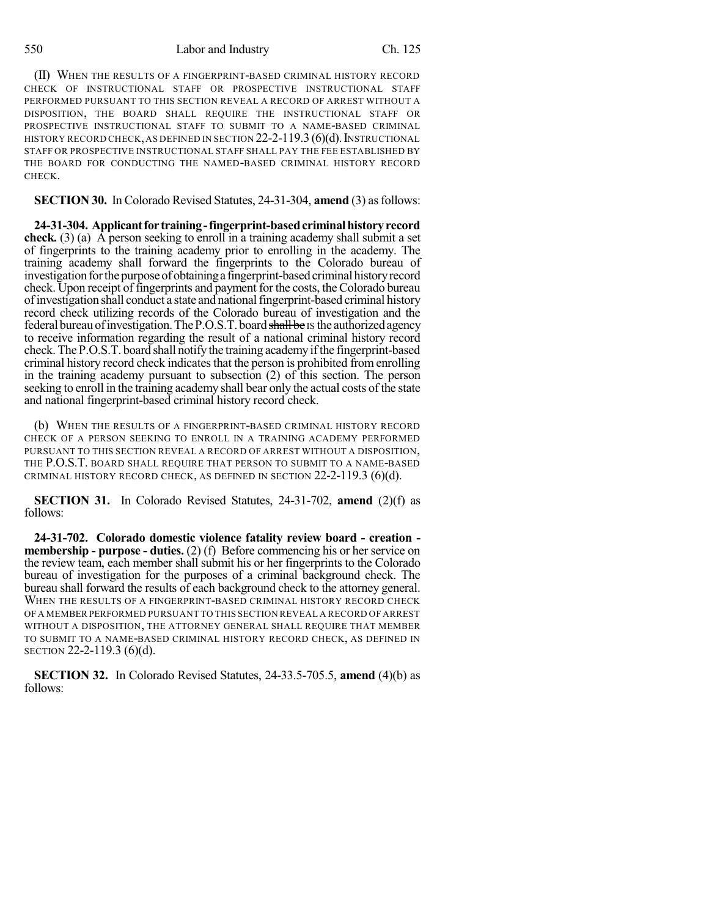(II) WHEN THE RESULTS OF A FINGERPRINT-BASED CRIMINAL HISTORY RECORD CHECK OF INSTRUCTIONAL STAFF OR PROSPECTIVE INSTRUCTIONAL STAFF PERFORMED PURSUANT TO THIS SECTION REVEAL A RECORD OF ARREST WITHOUT A DISPOSITION, THE BOARD SHALL REQUIRE THE INSTRUCTIONAL STAFF OR PROSPECTIVE INSTRUCTIONAL STAFF TO SUBMIT TO A NAME-BASED CRIMINAL HISTORY RECORD CHECK, AS DEFINED IN SECTION 22-2-119.3 (6)(d). INSTRUCTIONAL STAFF OR PROSPECTIVE INSTRUCTIONAL STAFF SHALL PAY THE FEE ESTABLISHED BY THE BOARD FOR CONDUCTING THE NAMED-BASED CRIMINAL HISTORY RECORD CHECK.

**SECTION 30.** In Colorado Revised Statutes, 24-31-304, **amend** (3) as follows:

**24-31-304. Applicant for training - fingerprint-based criminal history record check.** (3) (a) A person seeking to enroll in a training academy shall submit a set of fingerprints to the training academy prior to enrolling in the academy. The training academy shall forward the fingerprints to the Colorado bureau of investigation for the purpose of obtaining a fingerprint-based criminal history record check. Upon receipt of fingerprints and payment for the costs, the Colorado bureau of investigation shall conduct a state and national fingerprint-based criminal history record check utilizing records of the Colorado bureau of investigation and the federal bureau of investigation. The P.O.S.T. board ~~shall be~~ IS the authorized agency to receive information regarding the result of a national criminal history record check. The P.O.S.T. board shall notify the training academy if the fingerprint-based criminal history record check indicates that the person is prohibited from enrolling in the training academy pursuant to subsection (2) of this section. The person seeking to enroll in the training academy shall bear only the actual costs of the state and national fingerprint-based criminal history record check.

(b) WHEN THE RESULTS OF A FINGERPRINT-BASED CRIMINAL HISTORY RECORD CHECK OF A PERSON SEEKING TO ENROLL IN A TRAINING ACADEMY PERFORMED PURSUANT TO THIS SECTION REVEAL A RECORD OF ARREST WITHOUT A DISPOSITION, THE P.O.S.T. BOARD SHALL REQUIRE THAT PERSON TO SUBMIT TO A NAME-BASED CRIMINAL HISTORY RECORD CHECK, AS DEFINED IN SECTION 22-2-119.3 (6)(d).

**SECTION 31.** In Colorado Revised Statutes, 24-31-702, **amend** (2)(f) as follows:

**24-31-702. Colorado domestic violence fatality review board - creation - membership - purpose - duties.** (2) (f) Before commencing his or her service on the review team, each member shall submit his or her fingerprints to the Colorado bureau of investigation for the purposes of a criminal background check. The bureau shall forward the results of each background check to the attorney general. WHEN THE RESULTS OF A FINGERPRINT-BASED CRIMINAL HISTORY RECORD CHECK OF A MEMBER PERFORMED PURSUANT TO THIS SECTION REVEAL A RECORD OF ARREST WITHOUT A DISPOSITION, THE ATTORNEY GENERAL SHALL REQUIRE THAT MEMBER TO SUBMIT TO A NAME-BASED CRIMINAL HISTORY RECORD CHECK, AS DEFINED IN SECTION 22-2-119.3 (6)(d).

**SECTION 32.** In Colorado Revised Statutes, 24-33.5-705.5, **amend** (4)(b) as follows: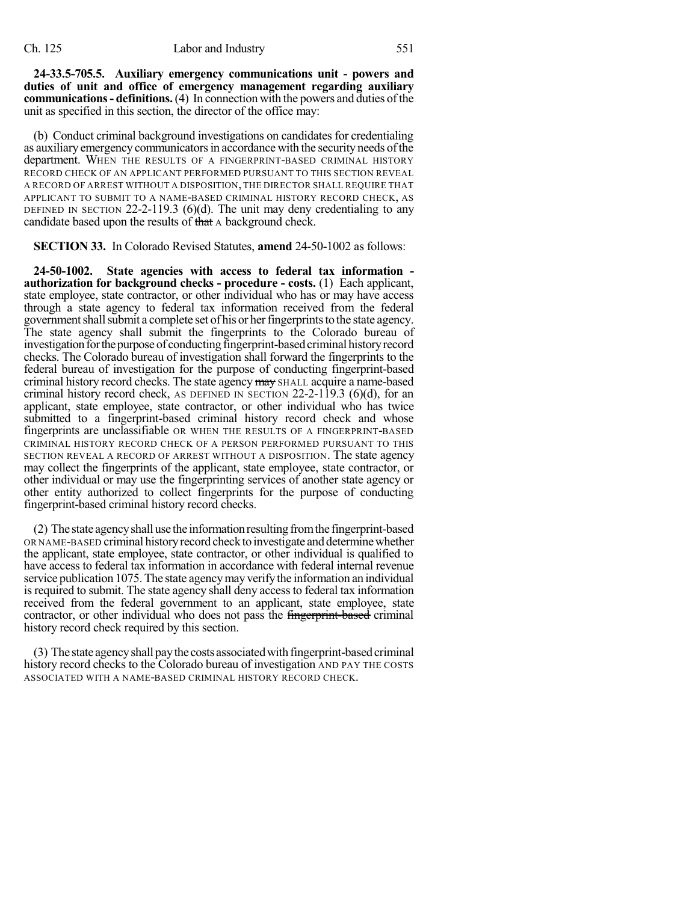**24-33.5-705.5. Auxiliary emergency communications unit - powers and duties of unit and office of emergency management regarding auxiliary communications - definitions.** (4) In connection with the powers and duties of the unit as specified in this section, the director of the office may:

(b) Conduct criminal background investigations on candidates for credentialing as auxiliary emergency communicators in accordance with the security needs of the department. WHEN THE RESULTS OF A FINGERPRINT-BASED CRIMINAL HISTORY RECORD CHECK OF AN APPLICANT PERFORMED PURSUANT TO THIS SECTION REVEAL A RECORD OF ARREST WITHOUT A DISPOSITION, THE DIRECTOR SHALL REQUIRE THAT APPLICANT TO SUBMIT TO A NAME-BASED CRIMINAL HISTORY RECORD CHECK, AS DEFINED IN SECTION 22-2-119.3 (6)(d). The unit may deny credentialing to any candidate based upon the results of ~~that~~ A background check.

**SECTION 33.** In Colorado Revised Statutes, **amend** 24-50-1002 as follows:

**24-50-1002. State agencies with access to federal tax information - authorization for background checks - procedure - costs.** (1) Each applicant, state employee, state contractor, or other individual who has or may have access through a state agency to federal tax information received from the federal government shall submit a complete set of his or her fingerprints to the state agency. The state agency shall submit the fingerprints to the Colorado bureau of investigation for the purpose of conducting fingerprint-based criminal history record checks. The Colorado bureau of investigation shall forward the fingerprints to the federal bureau of investigation for the purpose of conducting fingerprint-based criminal history record checks. The state agency ~~may~~ SHALL acquire a name-based criminal history record check, AS DEFINED IN SECTION 22-2-119.3 (6)(d), for an applicant, state employee, state contractor, or other individual who has twice submitted to a fingerprint-based criminal history record check and whose fingerprints are unclassifiable OR WHEN THE RESULTS OF A FINGERPRINT-BASED CRIMINAL HISTORY RECORD CHECK OF A PERSON PERFORMED PURSUANT TO THIS SECTION REVEAL A RECORD OF ARREST WITHOUT A DISPOSITION. The state agency may collect the fingerprints of the applicant, state employee, state contractor, or other individual or may use the fingerprinting services of another state agency or other entity authorized to collect fingerprints for the purpose of conducting fingerprint-based criminal history record checks.

(2) The state agency shall use the information resulting from the fingerprint-based OR NAME-BASED criminal history record check to investigate and determine whether the applicant, state employee, state contractor, or other individual is qualified to have access to federal tax information in accordance with federal internal revenue service publication 1075. The state agency may verify the information an individual is required to submit. The state agency shall deny access to federal tax information received from the federal government to an applicant, state employee, state contractor, or other individual who does not pass the ~~fingerprint-based~~ criminal history record check required by this section.

(3) The state agency shall pay the costs associated with fingerprint-based criminal history record checks to the Colorado bureau of investigation AND PAY THE COSTS ASSOCIATED WITH A NAME-BASED CRIMINAL HISTORY RECORD CHECK.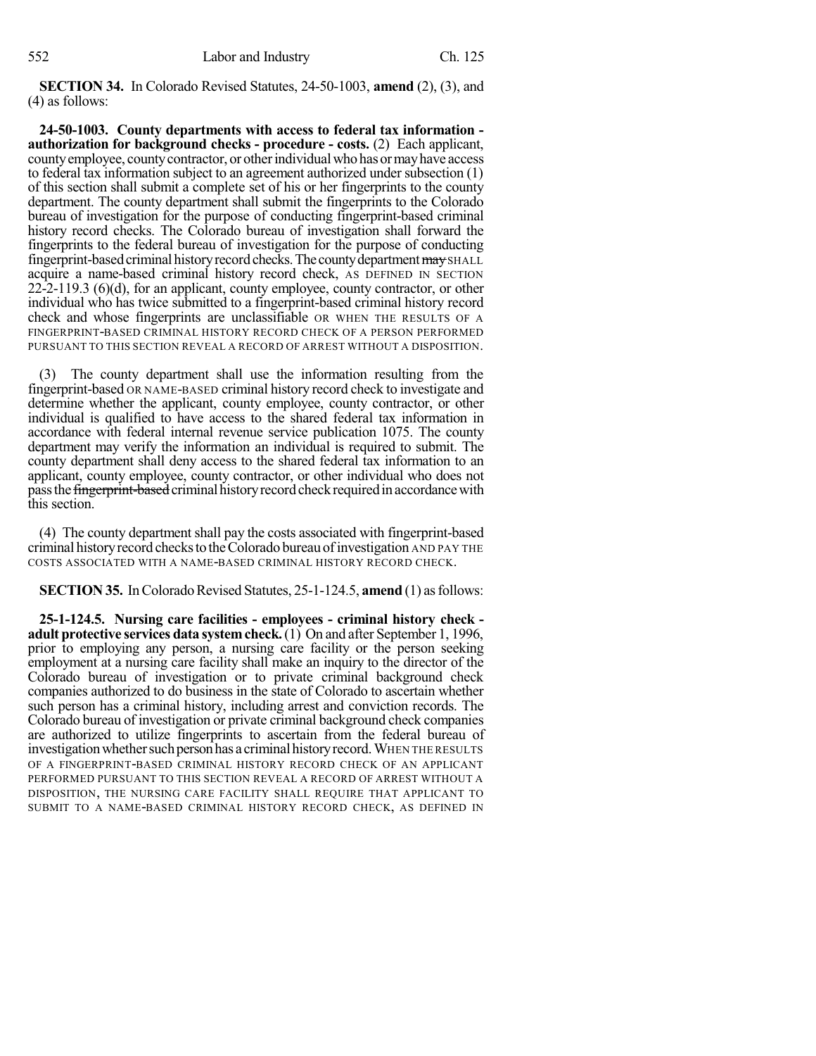**SECTION 34.** In Colorado Revised Statutes, 24-50-1003, **amend** (2), (3), and (4) as follows:

**24-50-1003. County departments with access to federal tax information - authorization for background checks - procedure - costs.** (2) Each applicant, county employee, county contractor, or other individual who has or may have access to federal tax information subject to an agreement authorized under subsection (1) of this section shall submit a complete set of his or her fingerprints to the county department. The county department shall submit the fingerprints to the Colorado bureau of investigation for the purpose of conducting fingerprint-based criminal history record checks. The Colorado bureau of investigation shall forward the fingerprints to the federal bureau of investigation for the purpose of conducting fingerprint-based criminal history record checks. The county department ~~may~~ SHALL acquire a name-based criminal history record check, AS DEFINED IN SECTION 22-2-119.3 (6)(d), for an applicant, county employee, county contractor, or other individual who has twice submitted to a fingerprint-based criminal history record check and whose fingerprints are unclassifiable OR WHEN THE RESULTS OF A FINGERPRINT-BASED CRIMINAL HISTORY RECORD CHECK OF A PERSON PERFORMED PURSUANT TO THIS SECTION REVEAL A RECORD OF ARREST WITHOUT A DISPOSITION.

(3) The county department shall use the information resulting from the fingerprint-based OR NAME-BASED criminal history record check to investigate and determine whether the applicant, county employee, county contractor, or other individual is qualified to have access to the shared federal tax information in accordance with federal internal revenue service publication 1075. The county department may verify the information an individual is required to submit. The county department shall deny access to the shared federal tax information to an applicant, county employee, county contractor, or other individual who does not pass the ~~fingerprint-based~~ criminal history record check required in accordance with this section.

(4) The county department shall pay the costs associated with fingerprint-based criminal history record checks to the Colorado bureau of investigation AND PAY THE COSTS ASSOCIATED WITH A NAME-BASED CRIMINAL HISTORY RECORD CHECK.

**SECTION 35.** In Colorado Revised Statutes, 25-1-124.5, **amend** (1) as follows:

**25-1-124.5. Nursing care facilities - employees - criminal history check - adult protective services data system check.** (1) On and after September 1, 1996, prior to employing any person, a nursing care facility or the person seeking employment at a nursing care facility shall make an inquiry to the director of the Colorado bureau of investigation or to private criminal background check companies authorized to do business in the state of Colorado to ascertain whether such person has a criminal history, including arrest and conviction records. The Colorado bureau of investigation or private criminal background check companies are authorized to utilize fingerprints to ascertain from the federal bureau of investigation whether such person has a criminal history record. WHEN THE RESULTS OF A FINGERPRINT-BASED CRIMINAL HISTORY RECORD CHECK OF AN APPLICANT PERFORMED PURSUANT TO THIS SECTION REVEAL A RECORD OF ARREST WITHOUT A DISPOSITION, THE NURSING CARE FACILITY SHALL REQUIRE THAT APPLICANT TO SUBMIT TO A NAME-BASED CRIMINAL HISTORY RECORD CHECK, AS DEFINED IN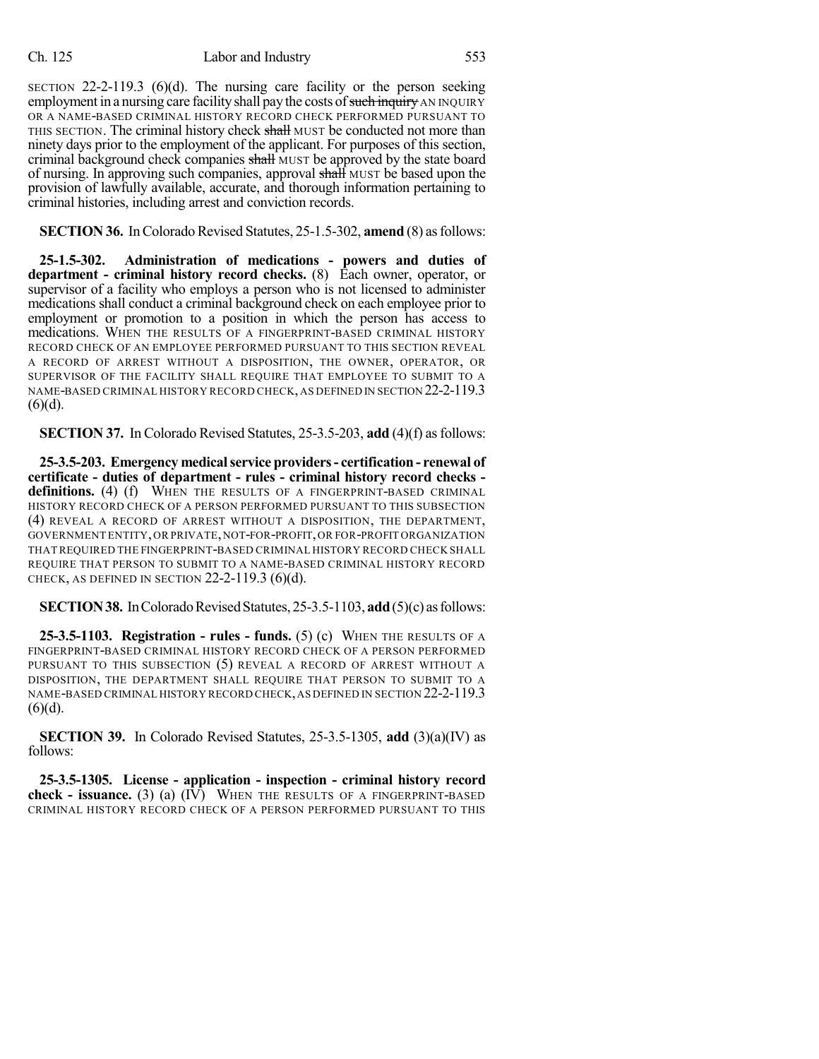SECTION 22-2-119.3 (6)(d). The nursing care facility or the person seeking employment in a nursing care facility shall pay the costs of ~~such inquiry~~ AN INQUIRY OR A NAME-BASED CRIMINAL HISTORY RECORD CHECK PERFORMED PURSUANT TO THIS SECTION. The criminal history check ~~shall~~ MUST be conducted not more than ninety days prior to the employment of the applicant. For purposes of this section, criminal background check companies ~~shall~~ MUST be approved by the state board of nursing. In approving such companies, approval ~~shall~~ MUST be based upon the provision of lawfully available, accurate, and thorough information pertaining to criminal histories, including arrest and conviction records.

**SECTION 36.** In Colorado Revised Statutes, 25-1.5-302, **amend** (8) as follows:

**25-1.5-302. Administration of medications - powers and duties of department - criminal history record checks.** (8) Each owner, operator, or supervisor of a facility who employs a person who is not licensed to administer medications shall conduct a criminal background check on each employee prior to employment or promotion to a position in which the person has access to medications. WHEN THE RESULTS OF A FINGERPRINT-BASED CRIMINAL HISTORY RECORD CHECK OF AN EMPLOYEE PERFORMED PURSUANT TO THIS SECTION REVEAL A RECORD OF ARREST WITHOUT A DISPOSITION, THE OWNER, OPERATOR, OR SUPERVISOR OF THE FACILITY SHALL REQUIRE THAT EMPLOYEE TO SUBMIT TO A NAME-BASED CRIMINAL HISTORY RECORD CHECK, AS DEFINED IN SECTION 22-2-119.3 (6)(d).

**SECTION 37.** In Colorado Revised Statutes, 25-3.5-203, **add** (4)(f) as follows:

**25-3.5-203. Emergency medical service providers - certification - renewal of certificate - duties of department - rules - criminal history record checks - definitions.** (4) (f) WHEN THE RESULTS OF A FINGERPRINT-BASED CRIMINAL HISTORY RECORD CHECK OF A PERSON PERFORMED PURSUANT TO THIS SUBSECTION (4) REVEAL A RECORD OF ARREST WITHOUT A DISPOSITION, THE DEPARTMENT, GOVERNMENT ENTITY, OR PRIVATE, NOT-FOR-PROFIT, OR FOR-PROFIT ORGANIZATION THAT REQUIRED THE FINGERPRINT-BASED CRIMINAL HISTORY RECORD CHECK SHALL REQUIRE THAT PERSON TO SUBMIT TO A NAME-BASED CRIMINAL HISTORY RECORD CHECK, AS DEFINED IN SECTION 22-2-119.3 (6)(d).

**SECTION 38.** In Colorado Revised Statutes, 25-3.5-1103, **add** (5)(c) as follows:

**25-3.5-1103. Registration - rules - funds.** (5) (c) WHEN THE RESULTS OF A FINGERPRINT-BASED CRIMINAL HISTORY RECORD CHECK OF A PERSON PERFORMED PURSUANT TO THIS SUBSECTION (5) REVEAL A RECORD OF ARREST WITHOUT A DISPOSITION, THE DEPARTMENT SHALL REQUIRE THAT PERSON TO SUBMIT TO A NAME-BASED CRIMINAL HISTORY RECORD CHECK, AS DEFINED IN SECTION 22-2-119.3 (6)(d).

**SECTION 39.** In Colorado Revised Statutes, 25-3.5-1305, **add** (3)(a)(IV) as follows:

**25-3.5-1305. License - application - inspection - criminal history record check - issuance.** (3) (a) (IV) WHEN THE RESULTS OF A FINGERPRINT-BASED CRIMINAL HISTORY RECORD CHECK OF A PERSON PERFORMED PURSUANT TO THIS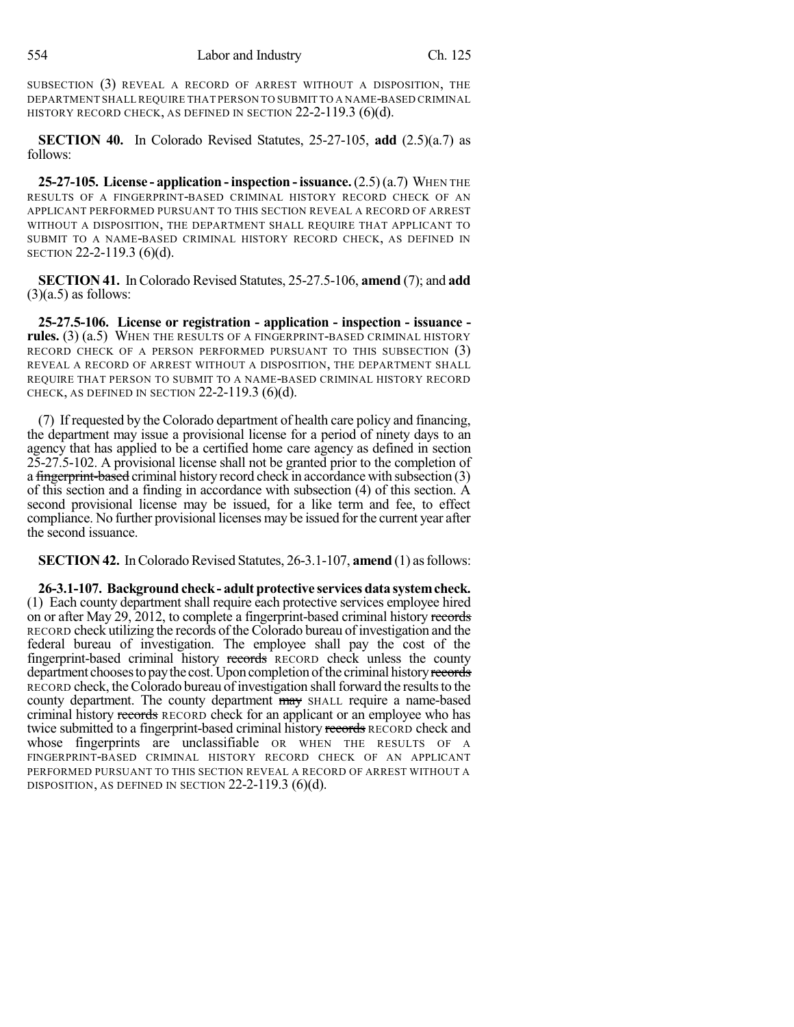SUBSECTION (3) REVEAL A RECORD OF ARREST WITHOUT A DISPOSITION, THE DEPARTMENT SHALL REQUIRE THAT PERSON TO SUBMIT TO A NAME-BASED CRIMINAL HISTORY RECORD CHECK, AS DEFINED IN SECTION 22-2-119.3 (6)(d).

**SECTION 40.** In Colorado Revised Statutes, 25-27-105, **add** (2.5)(a.7) as follows:

**25-27-105. License - application - inspection - issuance.** (2.5) (a.7) WHEN THE RESULTS OF A FINGERPRINT-BASED CRIMINAL HISTORY RECORD CHECK OF AN APPLICANT PERFORMED PURSUANT TO THIS SECTION REVEAL A RECORD OF ARREST WITHOUT A DISPOSITION, THE DEPARTMENT SHALL REQUIRE THAT APPLICANT TO SUBMIT TO A NAME-BASED CRIMINAL HISTORY RECORD CHECK, AS DEFINED IN SECTION 22-2-119.3 (6)(d).

**SECTION 41.** In Colorado Revised Statutes, 25-27.5-106, **amend** (7); and **add** (3)(a.5) as follows:

**25-27.5-106. License or registration - application - inspection - issuance - rules.** (3) (a.5) WHEN THE RESULTS OF A FINGERPRINT-BASED CRIMINAL HISTORY RECORD CHECK OF A PERSON PERFORMED PURSUANT TO THIS SUBSECTION (3) REVEAL A RECORD OF ARREST WITHOUT A DISPOSITION, THE DEPARTMENT SHALL REQUIRE THAT PERSON TO SUBMIT TO A NAME-BASED CRIMINAL HISTORY RECORD CHECK, AS DEFINED IN SECTION 22-2-119.3 (6)(d).

(7) If requested by the Colorado department of health care policy and financing, the department may issue a provisional license for a period of ninety days to an agency that has applied to be a certified home care agency as defined in section 25-27.5-102. A provisional license shall not be granted prior to the completion of a ~~fingerprint-based~~ criminal history record check in accordance with subsection (3) of this section and a finding in accordance with subsection (4) of this section. A second provisional license may be issued, for a like term and fee, to effect compliance. No further provisional licenses may be issued for the current year after the second issuance.

**SECTION 42.** In Colorado Revised Statutes, 26-3.1-107, **amend** (1) as follows:

**26-3.1-107. Background check - adult protective services data system check.** (1) Each county department shall require each protective services employee hired on or after May 29, 2012, to complete a fingerprint-based criminal history ~~records~~ RECORD check utilizing the records of the Colorado bureau of investigation and the federal bureau of investigation. The employee shall pay the cost of the fingerprint-based criminal history ~~records~~ RECORD check unless the county department chooses to pay the cost. Upon completion of the criminal history ~~records~~ RECORD check, the Colorado bureau of investigation shall forward the results to the county department. The county department ~~may~~ SHALL require a name-based criminal history ~~records~~ RECORD check for an applicant or an employee who has twice submitted to a fingerprint-based criminal history ~~records~~ RECORD check and whose fingerprints are unclassifiable OR WHEN THE RESULTS OF A FINGERPRINT-BASED CRIMINAL HISTORY RECORD CHECK OF AN APPLICANT PERFORMED PURSUANT TO THIS SECTION REVEAL A RECORD OF ARREST WITHOUT A DISPOSITION, AS DEFINED IN SECTION 22-2-119.3 (6)(d).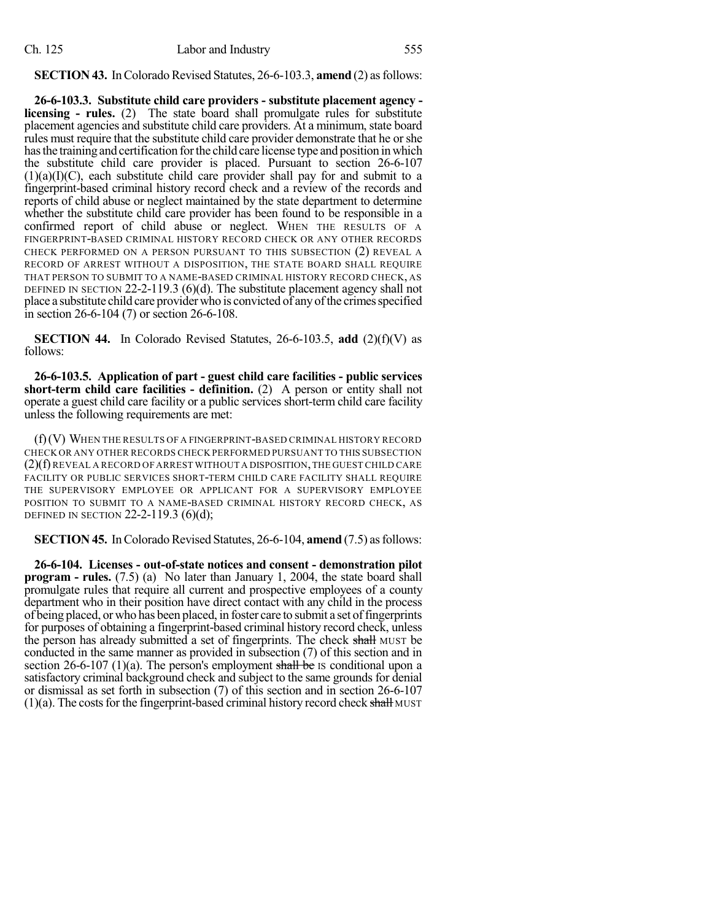**SECTION 43.** In Colorado Revised Statutes, 26-6-103.3, **amend** (2) as follows:

**26-6-103.3. Substitute child care providers - substitute placement agency - licensing - rules.** (2) The state board shall promulgate rules for substitute placement agencies and substitute child care providers. At a minimum, state board rules must require that the substitute child care provider demonstrate that he or she has the training and certification for the child care license type and position in which the substitute child care provider is placed. Pursuant to section 26-6-107 (1)(a)(I)(C), each substitute child care provider shall pay for and submit to a fingerprint-based criminal history record check and a review of the records and reports of child abuse or neglect maintained by the state department to determine whether the substitute child care provider has been found to be responsible in a confirmed report of child abuse or neglect. WHEN THE RESULTS OF A FINGERPRINT-BASED CRIMINAL HISTORY RECORD CHECK OR ANY OTHER RECORDS CHECK PERFORMED ON A PERSON PURSUANT TO THIS SUBSECTION (2) REVEAL A RECORD OF ARREST WITHOUT A DISPOSITION, THE STATE BOARD SHALL REQUIRE THAT PERSON TO SUBMIT TO A NAME-BASED CRIMINAL HISTORY RECORD CHECK, AS DEFINED IN SECTION 22-2-119.3 (6)(d). The substitute placement agency shall not place a substitute child care provider who is convicted of any of the crimes specified in section 26-6-104 (7) or section 26-6-108.

**SECTION 44.** In Colorado Revised Statutes, 26-6-103.5, **add** (2)(f)(V) as follows:

**26-6-103.5. Application of part - guest child care facilities - public services short-term child care facilities - definition.** (2) A person or entity shall not operate a guest child care facility or a public services short-term child care facility unless the following requirements are met:

(f) (V) WHEN THE RESULTS OF A FINGERPRINT-BASED CRIMINAL HISTORY RECORD CHECK OR ANY OTHER RECORDS CHECK PERFORMED PURSUANT TO THIS SUBSECTION (2)(f) REVEAL A RECORD OF ARREST WITHOUT A DISPOSITION, THE GUEST CHILD CARE FACILITY OR PUBLIC SERVICES SHORT-TERM CHILD CARE FACILITY SHALL REQUIRE THE SUPERVISORY EMPLOYEE OR APPLICANT FOR A SUPERVISORY EMPLOYEE POSITION TO SUBMIT TO A NAME-BASED CRIMINAL HISTORY RECORD CHECK, AS DEFINED IN SECTION 22-2-119.3 (6)(d);

**SECTION 45.** In Colorado Revised Statutes, 26-6-104, **amend** (7.5) as follows:

**26-6-104. Licenses - out-of-state notices and consent - demonstration pilot program - rules.** (7.5) (a) No later than January 1, 2004, the state board shall promulgate rules that require all current and prospective employees of a county department who in their position have direct contact with any child in the process of being placed, or who has been placed, in foster care to submit a set of fingerprints for purposes of obtaining a fingerprint-based criminal history record check, unless the person has already submitted a set of fingerprints. The check ~~shall~~ MUST be conducted in the same manner as provided in subsection (7) of this section and in section 26-6-107 (1)(a). The person's employment ~~shall be~~ IS conditional upon a satisfactory criminal background check and subject to the same grounds for denial or dismissal as set forth in subsection (7) of this section and in section 26-6-107 (1)(a). The costs for the fingerprint-based criminal history record check ~~shall~~ MUST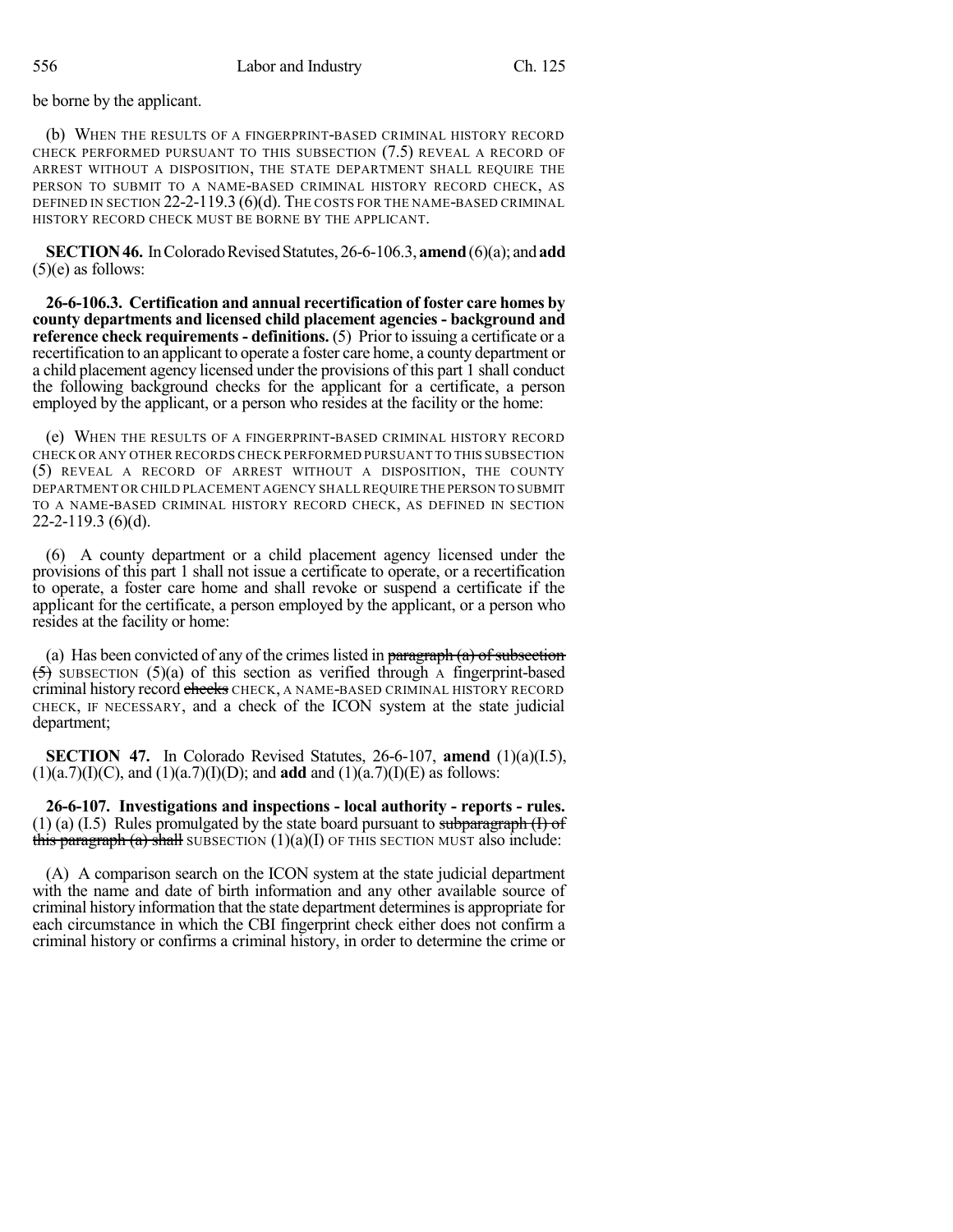be borne by the applicant.

(b) WHEN THE RESULTS OF A FINGERPRINT-BASED CRIMINAL HISTORY RECORD CHECK PERFORMED PURSUANT TO THIS SUBSECTION (7.5) REVEAL A RECORD OF ARREST WITHOUT A DISPOSITION, THE STATE DEPARTMENT SHALL REQUIRE THE PERSON TO SUBMIT TO A NAME-BASED CRIMINAL HISTORY RECORD CHECK, AS DEFINED IN SECTION 22-2-119.3 (6)(d). THE COSTS FOR THE NAME-BASED CRIMINAL HISTORY RECORD CHECK MUST BE BORNE BY THE APPLICANT.

**SECTION 46.** In Colorado Revised Statutes, 26-6-106.3, **amend** (6)(a); and **add** (5)(e) as follows:

**26-6-106.3. Certification and annual recertification of foster care homes by county departments and licensed child placement agencies - background and reference check requirements - definitions.** (5) Prior to issuing a certificate or a recertification to an applicant to operate a foster care home, a county department or a child placement agency licensed under the provisions of this part 1 shall conduct the following background checks for the applicant for a certificate, a person employed by the applicant, or a person who resides at the facility or the home:

(e) WHEN THE RESULTS OF A FINGERPRINT-BASED CRIMINAL HISTORY RECORD CHECK OR ANY OTHER RECORDS CHECK PERFORMED PURSUANT TO THIS SUBSECTION (5) REVEAL A RECORD OF ARREST WITHOUT A DISPOSITION, THE COUNTY DEPARTMENT OR CHILD PLACEMENT AGENCY SHALL REQUIRE THE PERSON TO SUBMIT TO A NAME-BASED CRIMINAL HISTORY RECORD CHECK, AS DEFINED IN SECTION 22-2-119.3 (6)(d).

(6) A county department or a child placement agency licensed under the provisions of this part 1 shall not issue a certificate to operate, or a recertification to operate, a foster care home and shall revoke or suspend a certificate if the applicant for the certificate, a person employed by the applicant, or a person who resides at the facility or home:

(a) Has been convicted of any of the crimes listed in ~~paragraph (a) of subsection (5)~~ SUBSECTION (5)(a) of this section as verified through A fingerprint-based criminal history record ~~checks~~ CHECK, A NAME-BASED CRIMINAL HISTORY RECORD CHECK, IF NECESSARY, and a check of the ICON system at the state judicial department;

**SECTION 47.** In Colorado Revised Statutes, 26-6-107, **amend** (1)(a)(I.5), (1)(a.7)(I)(C), and (1)(a.7)(I)(D); and **add** and (1)(a.7)(I)(E) as follows:

**26-6-107. Investigations and inspections - local authority - reports - rules.** (1) (a) (I.5) Rules promulgated by the state board pursuant to ~~subparagraph (I) of this paragraph (a) shall~~ SUBSECTION (1)(a)(I) OF THIS SECTION MUST also include:

(A) A comparison search on the ICON system at the state judicial department with the name and date of birth information and any other available source of criminal history information that the state department determines is appropriate for each circumstance in which the CBI fingerprint check either does not confirm a criminal history or confirms a criminal history, in order to determine the crime or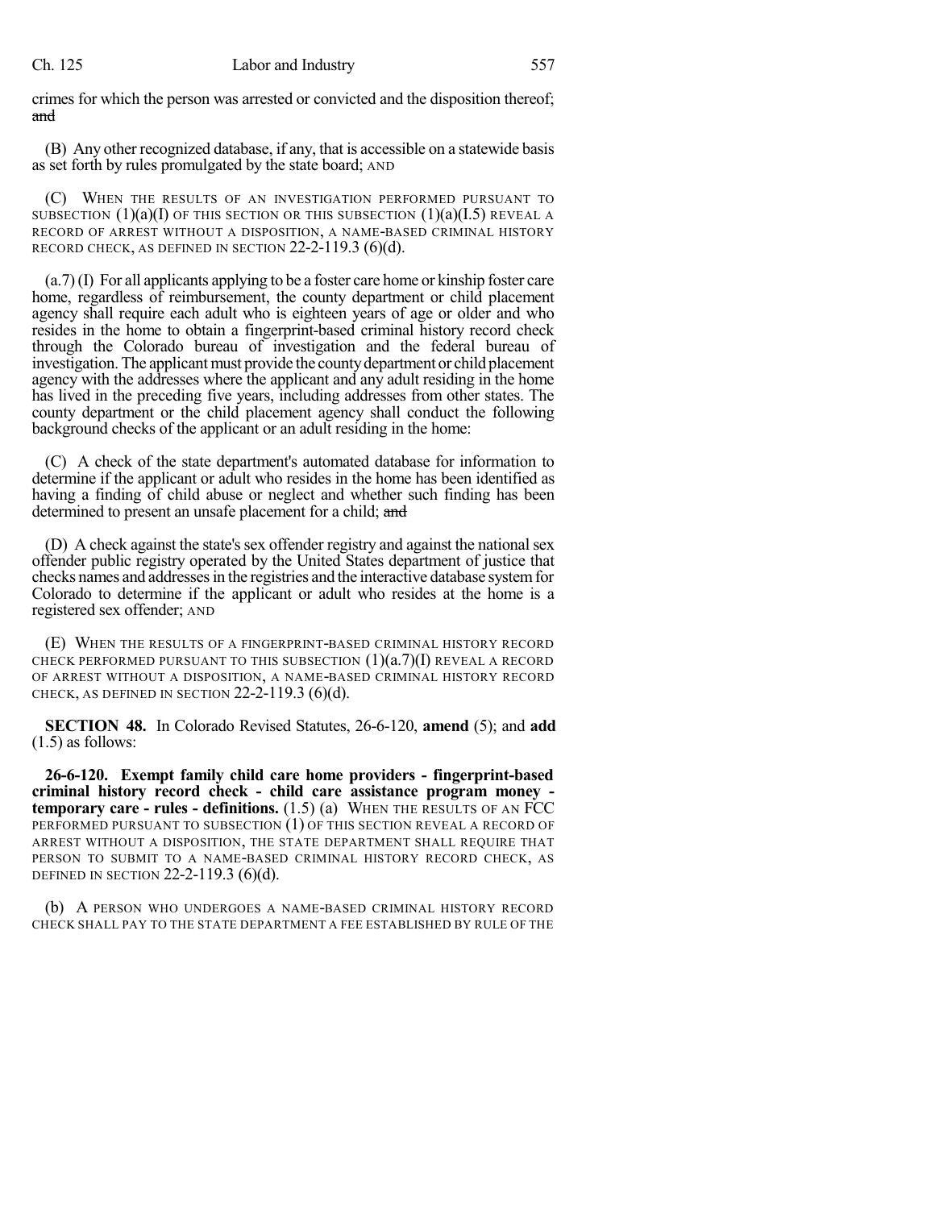crimes for which the person was arrested or convicted and the disposition thereof; ~~and~~

(B) Any other recognized database, if any, that is accessible on a statewide basis as set forth by rules promulgated by the state board; AND

(C) WHEN THE RESULTS OF AN INVESTIGATION PERFORMED PURSUANT TO SUBSECTION (1)(a)(I) OF THIS SECTION OR THIS SUBSECTION (1)(a)(I.5) REVEAL A RECORD OF ARREST WITHOUT A DISPOSITION, A NAME-BASED CRIMINAL HISTORY RECORD CHECK, AS DEFINED IN SECTION 22-2-119.3 (6)(d).

(a.7) (I) For all applicants applying to be a foster care home or kinship foster care home, regardless of reimbursement, the county department or child placement agency shall require each adult who is eighteen years of age or older and who resides in the home to obtain a fingerprint-based criminal history record check through the Colorado bureau of investigation and the federal bureau of investigation. The applicant must provide the county department or child placement agency with the addresses where the applicant and any adult residing in the home has lived in the preceding five years, including addresses from other states. The county department or the child placement agency shall conduct the following background checks of the applicant or an adult residing in the home:

(C) A check of the state department's automated database for information to determine if the applicant or adult who resides in the home has been identified as having a finding of child abuse or neglect and whether such finding has been determined to present an unsafe placement for a child; ~~and~~

(D) A check against the state's sex offender registry and against the national sex offender public registry operated by the United States department of justice that checks names and addresses in the registries and the interactive database system for Colorado to determine if the applicant or adult who resides at the home is a registered sex offender; AND

(E) WHEN THE RESULTS OF A FINGERPRINT-BASED CRIMINAL HISTORY RECORD CHECK PERFORMED PURSUANT TO THIS SUBSECTION (1)(a.7)(I) REVEAL A RECORD OF ARREST WITHOUT A DISPOSITION, A NAME-BASED CRIMINAL HISTORY RECORD CHECK, AS DEFINED IN SECTION 22-2-119.3 (6)(d).

**SECTION 48.** In Colorado Revised Statutes, 26-6-120, **amend** (5); and **add** (1.5) as follows:

**26-6-120. Exempt family child care home providers - fingerprint-based criminal history record check - child care assistance program money - temporary care - rules - definitions.** (1.5) (a) WHEN THE RESULTS OF AN FCC PERFORMED PURSUANT TO SUBSECTION (1) OF THIS SECTION REVEAL A RECORD OF ARREST WITHOUT A DISPOSITION, THE STATE DEPARTMENT SHALL REQUIRE THAT PERSON TO SUBMIT TO A NAME-BASED CRIMINAL HISTORY RECORD CHECK, AS DEFINED IN SECTION 22-2-119.3 (6)(d).

(b) A PERSON WHO UNDERGOES A NAME-BASED CRIMINAL HISTORY RECORD CHECK SHALL PAY TO THE STATE DEPARTMENT A FEE ESTABLISHED BY RULE OF THE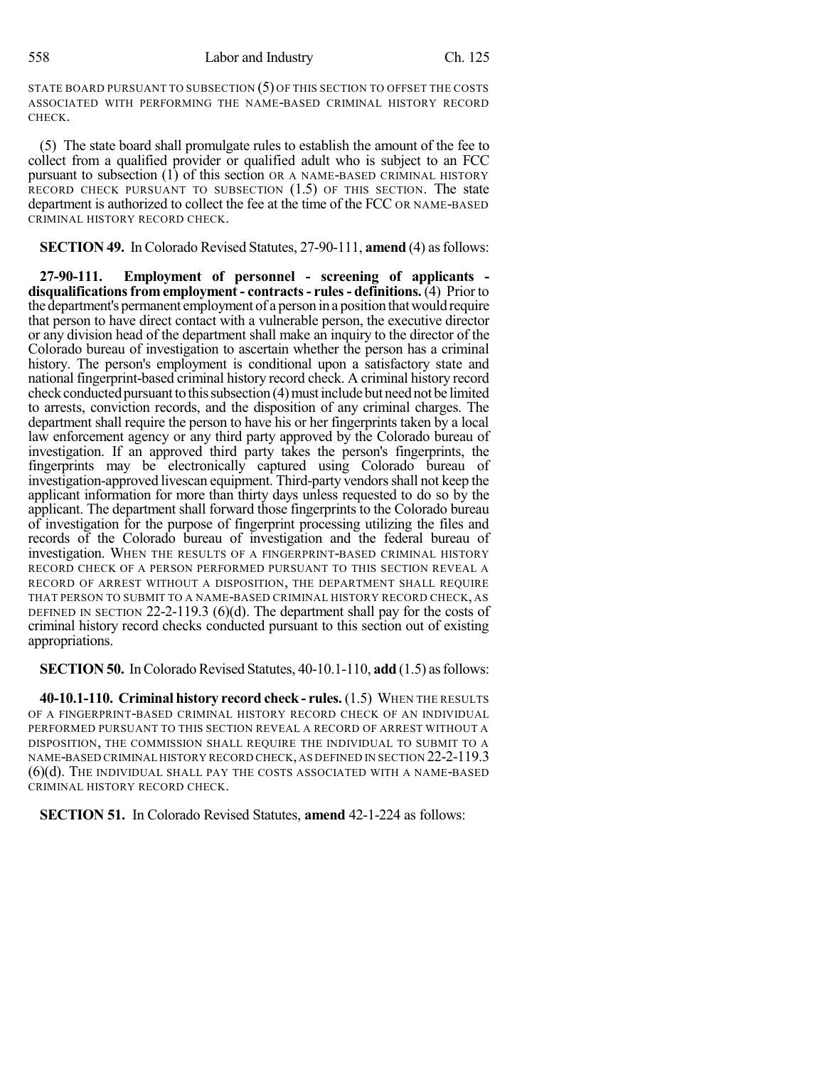STATE BOARD PURSUANT TO SUBSECTION (5) OF THIS SECTION TO OFFSET THE COSTS ASSOCIATED WITH PERFORMING THE NAME-BASED CRIMINAL HISTORY RECORD CHECK.

(5) The state board shall promulgate rules to establish the amount of the fee to collect from a qualified provider or qualified adult who is subject to an FCC pursuant to subsection (1) of this section OR A NAME-BASED CRIMINAL HISTORY RECORD CHECK PURSUANT TO SUBSECTION (1.5) OF THIS SECTION. The state department is authorized to collect the fee at the time of the FCC OR NAME-BASED CRIMINAL HISTORY RECORD CHECK.

**SECTION 49.** In Colorado Revised Statutes, 27-90-111, **amend** (4) as follows:

**27-90-111. Employment of personnel - screening of applicants - disqualifications from employment - contracts - rules - definitions.** (4) Prior to the department's permanent employment of a person in a position that would require that person to have direct contact with a vulnerable person, the executive director or any division head of the department shall make an inquiry to the director of the Colorado bureau of investigation to ascertain whether the person has a criminal history. The person's employment is conditional upon a satisfactory state and national fingerprint-based criminal history record check. A criminal history record check conducted pursuant to this subsection (4) must include but need not be limited to arrests, conviction records, and the disposition of any criminal charges. The department shall require the person to have his or her fingerprints taken by a local law enforcement agency or any third party approved by the Colorado bureau of investigation. If an approved third party takes the person's fingerprints, the fingerprints may be electronically captured using Colorado bureau of investigation-approved livescan equipment. Third-party vendors shall not keep the applicant information for more than thirty days unless requested to do so by the applicant. The department shall forward those fingerprints to the Colorado bureau of investigation for the purpose of fingerprint processing utilizing the files and records of the Colorado bureau of investigation and the federal bureau of investigation. WHEN THE RESULTS OF A FINGERPRINT-BASED CRIMINAL HISTORY RECORD CHECK OF A PERSON PERFORMED PURSUANT TO THIS SECTION REVEAL A RECORD OF ARREST WITHOUT A DISPOSITION, THE DEPARTMENT SHALL REQUIRE THAT PERSON TO SUBMIT TO A NAME-BASED CRIMINAL HISTORY RECORD CHECK, AS DEFINED IN SECTION 22-2-119.3 (6)(d). The department shall pay for the costs of criminal history record checks conducted pursuant to this section out of existing appropriations.

**SECTION 50.** In Colorado Revised Statutes, 40-10.1-110, **add** (1.5) as follows:

**40-10.1-110. Criminal history record check - rules.** (1.5) WHEN THE RESULTS OF A FINGERPRINT-BASED CRIMINAL HISTORY RECORD CHECK OF AN INDIVIDUAL PERFORMED PURSUANT TO THIS SECTION REVEAL A RECORD OF ARREST WITHOUT A DISPOSITION, THE COMMISSION SHALL REQUIRE THE INDIVIDUAL TO SUBMIT TO A NAME-BASED CRIMINAL HISTORY RECORD CHECK, AS DEFINED IN SECTION 22-2-119.3 (6)(d). THE INDIVIDUAL SHALL PAY THE COSTS ASSOCIATED WITH A NAME-BASED CRIMINAL HISTORY RECORD CHECK.

**SECTION 51.** In Colorado Revised Statutes, **amend** 42-1-224 as follows: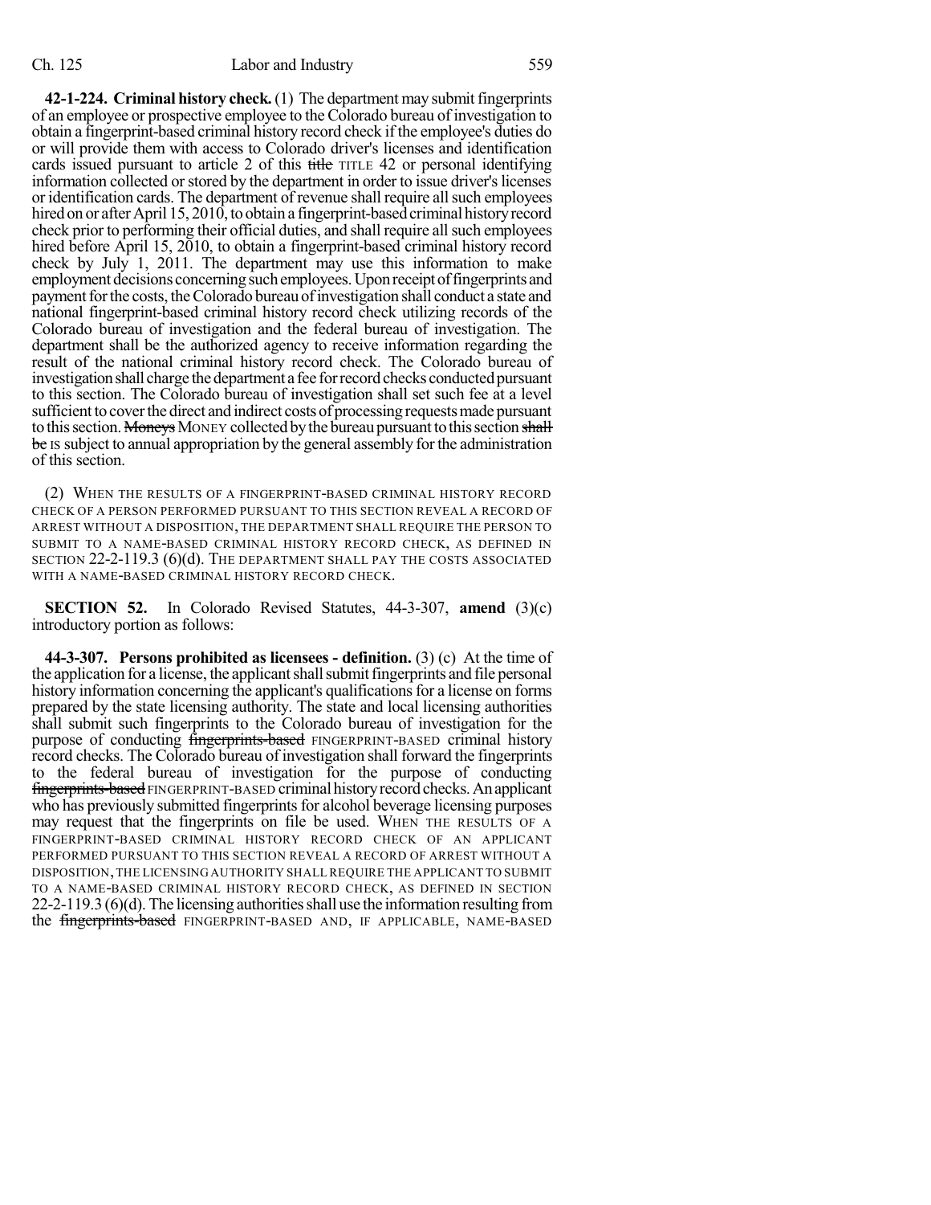**42-1-224. Criminal history check.** (1) The department may submit fingerprints of an employee or prospective employee to the Colorado bureau of investigation to obtain a fingerprint-based criminal history record check if the employee's duties do or will provide them with access to Colorado driver's licenses and identification cards issued pursuant to article 2 of this ~~title~~ TITLE 42 or personal identifying information collected or stored by the department in order to issue driver's licenses or identification cards. The department of revenue shall require all such employees hired on or after April 15, 2010, to obtain a fingerprint-based criminal history record check prior to performing their official duties, and shall require all such employees hired before April 15, 2010, to obtain a fingerprint-based criminal history record check by July 1, 2011. The department may use this information to make employment decisions concerning such employees. Upon receipt of fingerprints and payment for the costs, the Colorado bureau of investigation shall conduct a state and national fingerprint-based criminal history record check utilizing records of the Colorado bureau of investigation and the federal bureau of investigation. The department shall be the authorized agency to receive information regarding the result of the national criminal history record check. The Colorado bureau of investigation shall charge the department a fee for record checks conducted pursuant to this section. The Colorado bureau of investigation shall set such fee at a level sufficient to cover the direct and indirect costs of processing requests made pursuant to this section. ~~Moneys~~ MONEY collected by the bureau pursuant to this section ~~shall be~~ IS subject to annual appropriation by the general assembly for the administration of this section.

(2) WHEN THE RESULTS OF A FINGERPRINT-BASED CRIMINAL HISTORY RECORD CHECK OF A PERSON PERFORMED PURSUANT TO THIS SECTION REVEAL A RECORD OF ARREST WITHOUT A DISPOSITION, THE DEPARTMENT SHALL REQUIRE THE PERSON TO SUBMIT TO A NAME-BASED CRIMINAL HISTORY RECORD CHECK, AS DEFINED IN SECTION 22-2-119.3 (6)(d). THE DEPARTMENT SHALL PAY THE COSTS ASSOCIATED WITH A NAME-BASED CRIMINAL HISTORY RECORD CHECK.

**SECTION 52.** In Colorado Revised Statutes, 44-3-307, **amend** (3)(c) introductory portion as follows:

**44-3-307. Persons prohibited as licensees - definition.** (3) (c) At the time of the application for a license, the applicant shall submit fingerprints and file personal history information concerning the applicant's qualifications for a license on forms prepared by the state licensing authority. The state and local licensing authorities shall submit such fingerprints to the Colorado bureau of investigation for the purpose of conducting ~~fingerprints-based~~ FINGERPRINT-BASED criminal history record checks. The Colorado bureau of investigation shall forward the fingerprints to the federal bureau of investigation for the purpose of conducting ~~fingerprints-based~~ FINGERPRINT-BASED criminal history record checks. An applicant who has previously submitted fingerprints for alcohol beverage licensing purposes may request that the fingerprints on file be used. WHEN THE RESULTS OF A FINGERPRINT-BASED CRIMINAL HISTORY RECORD CHECK OF AN APPLICANT PERFORMED PURSUANT TO THIS SECTION REVEAL A RECORD OF ARREST WITHOUT A DISPOSITION, THE LICENSING AUTHORITY SHALL REQUIRE THE APPLICANT TO SUBMIT TO A NAME-BASED CRIMINAL HISTORY RECORD CHECK, AS DEFINED IN SECTION 22-2-119.3 (6)(d). The licensing authorities shall use the information resulting from the ~~fingerprints-based~~ FINGERPRINT-BASED AND, IF APPLICABLE, NAME-BASED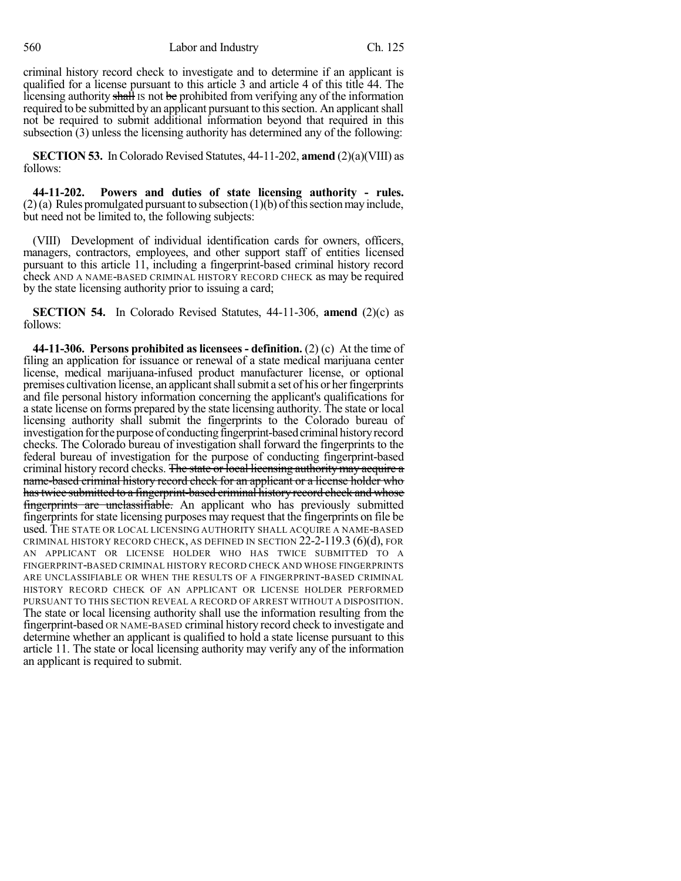criminal history record check to investigate and to determine if an applicant is qualified for a license pursuant to this article 3 and article 4 of this title 44. The licensing authority ~~shall~~ IS not ~~be~~ prohibited from verifying any of the information required to be submitted by an applicant pursuant to this section. An applicant shall not be required to submit additional information beyond that required in this subsection (3) unless the licensing authority has determined any of the following:

**SECTION 53.** In Colorado Revised Statutes, 44-11-202, **amend** (2)(a)(VIII) as follows:

**44-11-202. Powers and duties of state licensing authority - rules.** (2) (a) Rules promulgated pursuant to subsection (1)(b) of this section may include, but need not be limited to, the following subjects:

(VIII) Development of individual identification cards for owners, officers, managers, contractors, employees, and other support staff of entities licensed pursuant to this article 11, including a fingerprint-based criminal history record check AND A NAME-BASED CRIMINAL HISTORY RECORD CHECK as may be required by the state licensing authority prior to issuing a card;

**SECTION 54.** In Colorado Revised Statutes, 44-11-306, **amend** (2)(c) as follows:

**44-11-306. Persons prohibited as licensees - definition.** (2) (c) At the time of filing an application for issuance or renewal of a state medical marijuana center license, medical marijuana-infused product manufacturer license, or optional premises cultivation license, an applicant shall submit a set of his or her fingerprints and file personal history information concerning the applicant's qualifications for a state license on forms prepared by the state licensing authority. The state or local licensing authority shall submit the fingerprints to the Colorado bureau of investigation for the purpose of conducting fingerprint-based criminal history record checks. The Colorado bureau of investigation shall forward the fingerprints to the federal bureau of investigation for the purpose of conducting fingerprint-based criminal history record checks. ~~The state or local licensing authority may acquire a name-based criminal history record check for an applicant or a license holder who has twice submitted to a fingerprint-based criminal history record check and whose fingerprints are unclassifiable.~~ An applicant who has previously submitted fingerprints for state licensing purposes may request that the fingerprints on file be used. THE STATE OR LOCAL LICENSING AUTHORITY SHALL ACQUIRE A NAME-BASED CRIMINAL HISTORY RECORD CHECK, AS DEFINED IN SECTION 22-2-119.3 (6)(d), FOR AN APPLICANT OR LICENSE HOLDER WHO HAS TWICE SUBMITTED TO A FINGERPRINT-BASED CRIMINAL HISTORY RECORD CHECK AND WHOSE FINGERPRINTS ARE UNCLASSIFIABLE OR WHEN THE RESULTS OF A FINGERPRINT-BASED CRIMINAL HISTORY RECORD CHECK OF AN APPLICANT OR LICENSE HOLDER PERFORMED PURSUANT TO THIS SECTION REVEAL A RECORD OF ARREST WITHOUT A DISPOSITION. The state or local licensing authority shall use the information resulting from the fingerprint-based OR NAME-BASED criminal history record check to investigate and determine whether an applicant is qualified to hold a state license pursuant to this article 11. The state or local licensing authority may verify any of the information an applicant is required to submit.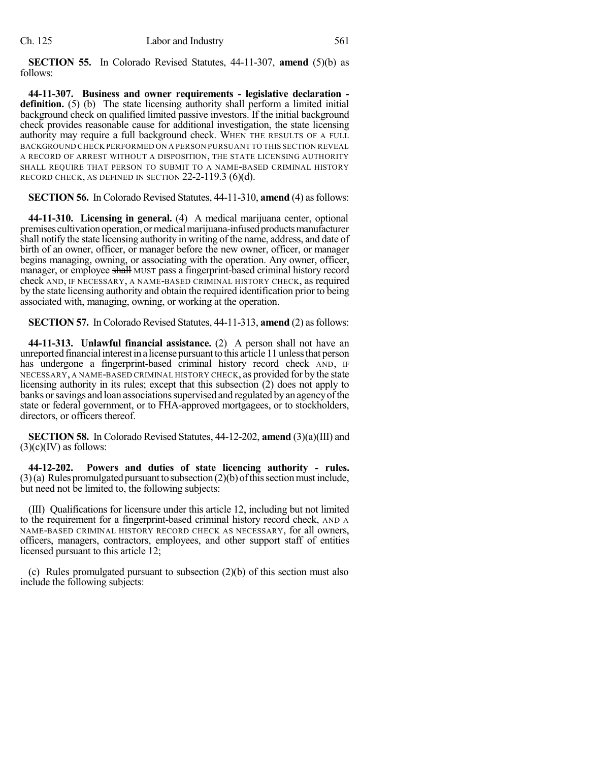**SECTION 55.** In Colorado Revised Statutes, 44-11-307, **amend** (5)(b) as follows:

**44-11-307. Business and owner requirements - legislative declaration - definition.** (5) (b) The state licensing authority shall perform a limited initial background check on qualified limited passive investors. If the initial background check provides reasonable cause for additional investigation, the state licensing authority may require a full background check. WHEN THE RESULTS OF A FULL BACKGROUND CHECK PERFORMED ON A PERSON PURSUANT TO THIS SECTION REVEAL A RECORD OF ARREST WITHOUT A DISPOSITION, THE STATE LICENSING AUTHORITY SHALL REQUIRE THAT PERSON TO SUBMIT TO A NAME-BASED CRIMINAL HISTORY RECORD CHECK, AS DEFINED IN SECTION 22-2-119.3 (6)(d).

**SECTION 56.** In Colorado Revised Statutes, 44-11-310, **amend** (4) as follows:

**44-11-310. Licensing in general.** (4) A medical marijuana center, optional premises cultivation operation, or medical marijuana-infused products manufacturer shall notify the state licensing authority in writing of the name, address, and date of birth of an owner, officer, or manager before the new owner, officer, or manager begins managing, owning, or associating with the operation. Any owner, officer, manager, or employee ~~shall~~ MUST pass a fingerprint-based criminal history record check AND, IF NECESSARY, A NAME-BASED CRIMINAL HISTORY CHECK, as required by the state licensing authority and obtain the required identification prior to being associated with, managing, owning, or working at the operation.

**SECTION 57.** In Colorado Revised Statutes, 44-11-313, **amend** (2) as follows:

**44-11-313. Unlawful financial assistance.** (2) A person shall not have an unreported financial interest in a license pursuant to this article 11 unless that person has undergone a fingerprint-based criminal history record check AND, IF NECESSARY, A NAME-BASED CRIMINAL HISTORY CHECK, as provided for by the state licensing authority in its rules; except that this subsection (2) does not apply to banks or savings and loan associations supervised and regulated by an agency of the state or federal government, or to FHA-approved mortgagees, or to stockholders, directors, or officers thereof.

**SECTION 58.** In Colorado Revised Statutes, 44-12-202, **amend** (3)(a)(III) and (3)(c)(IV) as follows:

**44-12-202. Powers and duties of state licencing authority - rules.** (3) (a) Rules promulgated pursuant to subsection (2)(b) of this section must include, but need not be limited to, the following subjects:

(III) Qualifications for licensure under this article 12, including but not limited to the requirement for a fingerprint-based criminal history record check, AND A NAME-BASED CRIMINAL HISTORY RECORD CHECK AS NECESSARY, for all owners, officers, managers, contractors, employees, and other support staff of entities licensed pursuant to this article 12;

(c) Rules promulgated pursuant to subsection (2)(b) of this section must also include the following subjects: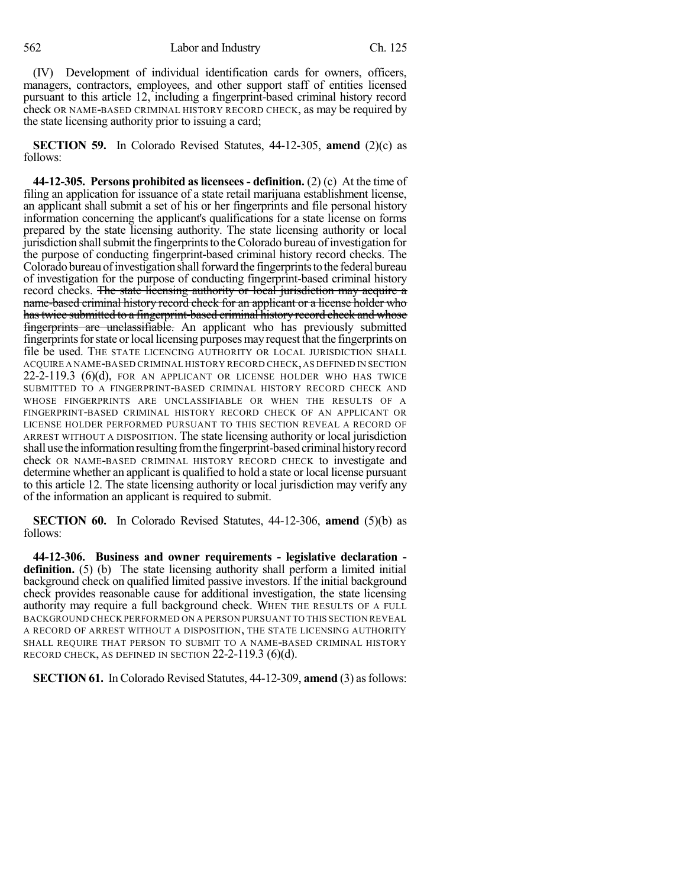(IV) Development of individual identification cards for owners, officers, managers, contractors, employees, and other support staff of entities licensed pursuant to this article 12, including a fingerprint-based criminal history record check OR NAME-BASED CRIMINAL HISTORY RECORD CHECK, as may be required by the state licensing authority prior to issuing a card;

**SECTION 59.** In Colorado Revised Statutes, 44-12-305, **amend** (2)(c) as follows:

**44-12-305. Persons prohibited as licensees - definition.** (2) (c) At the time of filing an application for issuance of a state retail marijuana establishment license, an applicant shall submit a set of his or her fingerprints and file personal history information concerning the applicant's qualifications for a state license on forms prepared by the state licensing authority. The state licensing authority or local jurisdiction shall submit the fingerprints to the Colorado bureau of investigation for the purpose of conducting fingerprint-based criminal history record checks. The Colorado bureau of investigation shall forward the fingerprints to the federal bureau of investigation for the purpose of conducting fingerprint-based criminal history record checks. ~~The state licensing authority or local jurisdiction may acquire a name-based criminal history record check for an applicant or a license holder who has twice submitted to a fingerprint-based criminal history record check and whose fingerprints are unclassifiable.~~ An applicant who has previously submitted fingerprints for state or local licensing purposes may request that the fingerprints on file be used. THE STATE LICENCING AUTHORITY OR LOCAL JURISDICTION SHALL ACQUIRE A NAME-BASED CRIMINAL HISTORY RECORD CHECK, AS DEFINED IN SECTION 22-2-119.3 (6)(d), FOR AN APPLICANT OR LICENSE HOLDER WHO HAS TWICE SUBMITTED TO A FINGERPRINT-BASED CRIMINAL HISTORY RECORD CHECK AND WHOSE FINGERPRINTS ARE UNCLASSIFIABLE OR WHEN THE RESULTS OF A FINGERPRINT-BASED CRIMINAL HISTORY RECORD CHECK OF AN APPLICANT OR LICENSE HOLDER PERFORMED PURSUANT TO THIS SECTION REVEAL A RECORD OF ARREST WITHOUT A DISPOSITION. The state licensing authority or local jurisdiction shall use the information resulting from the fingerprint-based criminal history record check OR NAME-BASED CRIMINAL HISTORY RECORD CHECK to investigate and determine whether an applicant is qualified to hold a state or local license pursuant to this article 12. The state licensing authority or local jurisdiction may verify any of the information an applicant is required to submit.

**SECTION 60.** In Colorado Revised Statutes, 44-12-306, **amend** (5)(b) as follows:

**44-12-306. Business and owner requirements - legislative declaration - definition.** (5) (b) The state licensing authority shall perform a limited initial background check on qualified limited passive investors. If the initial background check provides reasonable cause for additional investigation, the state licensing authority may require a full background check. WHEN THE RESULTS OF A FULL BACKGROUND CHECK PERFORMED ON A PERSON PURSUANT TO THIS SECTION REVEAL A RECORD OF ARREST WITHOUT A DISPOSITION, THE STATE LICENSING AUTHORITY SHALL REQUIRE THAT PERSON TO SUBMIT TO A NAME-BASED CRIMINAL HISTORY RECORD CHECK, AS DEFINED IN SECTION 22-2-119.3 (6)(d).

**SECTION 61.** In Colorado Revised Statutes, 44-12-309, **amend** (3) as follows: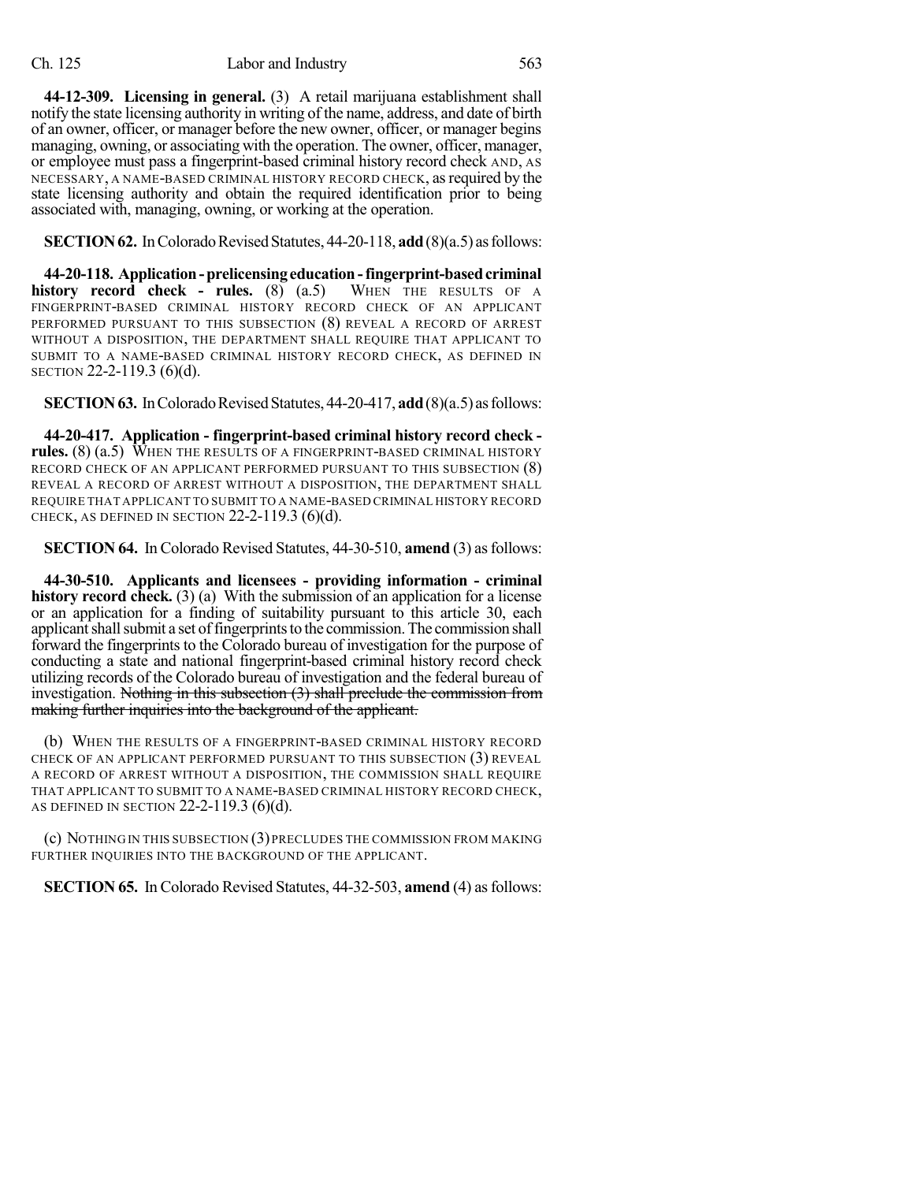**44-12-309. Licensing in general.** (3) A retail marijuana establishment shall notify the state licensing authority in writing of the name, address, and date of birth of an owner, officer, or manager before the new owner, officer, or manager begins managing, owning, or associating with the operation. The owner, officer, manager, or employee must pass a fingerprint-based criminal history record check AND, AS NECESSARY, A NAME-BASED CRIMINAL HISTORY RECORD CHECK, as required by the state licensing authority and obtain the required identification prior to being associated with, managing, owning, or working at the operation.

**SECTION 62.** In Colorado Revised Statutes, 44-20-118, **add** (8)(a.5) as follows:

**44-20-118. Application - prelicensing education - fingerprint-based criminal history record check - rules.** (8) (a.5) WHEN THE RESULTS OF A FINGERPRINT-BASED CRIMINAL HISTORY RECORD CHECK OF AN APPLICANT PERFORMED PURSUANT TO THIS SUBSECTION (8) REVEAL A RECORD OF ARREST WITHOUT A DISPOSITION, THE DEPARTMENT SHALL REQUIRE THAT APPLICANT TO SUBMIT TO A NAME-BASED CRIMINAL HISTORY RECORD CHECK, AS DEFINED IN SECTION 22-2-119.3 (6)(d).

**SECTION 63.** In Colorado Revised Statutes, 44-20-417, **add** (8)(a.5) as follows:

**44-20-417. Application - fingerprint-based criminal history record check - rules.** (8) (a.5) WHEN THE RESULTS OF A FINGERPRINT-BASED CRIMINAL HISTORY RECORD CHECK OF AN APPLICANT PERFORMED PURSUANT TO THIS SUBSECTION (8) REVEAL A RECORD OF ARREST WITHOUT A DISPOSITION, THE DEPARTMENT SHALL REQUIRE THAT APPLICANT TO SUBMIT TO A NAME-BASED CRIMINAL HISTORY RECORD CHECK, AS DEFINED IN SECTION 22-2-119.3 (6)(d).

**SECTION 64.** In Colorado Revised Statutes, 44-30-510, **amend** (3) as follows:

**44-30-510. Applicants and licensees - providing information - criminal history record check.** (3) (a) With the submission of an application for a license or an application for a finding of suitability pursuant to this article 30, each applicant shall submit a set of fingerprints to the commission. The commission shall forward the fingerprints to the Colorado bureau of investigation for the purpose of conducting a state and national fingerprint-based criminal history record check utilizing records of the Colorado bureau of investigation and the federal bureau of investigation. ~~Nothing in this subsection (3) shall preclude the commission from making further inquiries into the background of the applicant.~~

(b) WHEN THE RESULTS OF A FINGERPRINT-BASED CRIMINAL HISTORY RECORD CHECK OF AN APPLICANT PERFORMED PURSUANT TO THIS SUBSECTION (3) REVEAL A RECORD OF ARREST WITHOUT A DISPOSITION, THE COMMISSION SHALL REQUIRE THAT APPLICANT TO SUBMIT TO A NAME-BASED CRIMINAL HISTORY RECORD CHECK, AS DEFINED IN SECTION 22-2-119.3 (6)(d).

(c) NOTHING IN THIS SUBSECTION (3) PRECLUDES THE COMMISSION FROM MAKING FURTHER INQUIRIES INTO THE BACKGROUND OF THE APPLICANT.

**SECTION 65.** In Colorado Revised Statutes, 44-32-503, **amend** (4) as follows: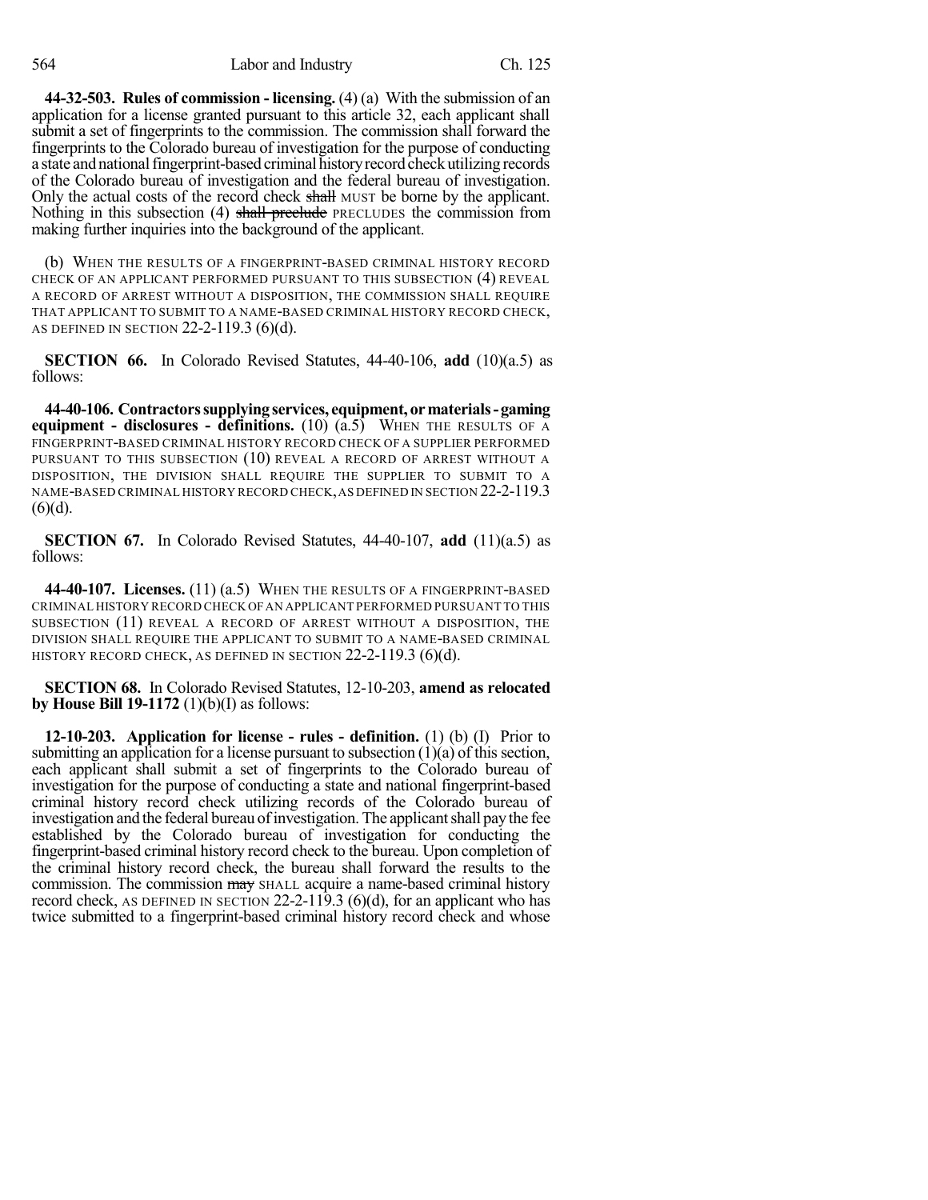**44-32-503. Rules of commission - licensing.** (4) (a) With the submission of an application for a license granted pursuant to this article 32, each applicant shall submit a set of fingerprints to the commission. The commission shall forward the fingerprints to the Colorado bureau of investigation for the purpose of conducting a state and national fingerprint-based criminal history record check utilizing records of the Colorado bureau of investigation and the federal bureau of investigation. Only the actual costs of the record check ~~shall~~ MUST be borne by the applicant. Nothing in this subsection (4) ~~shall preclude~~ PRECLUDES the commission from making further inquiries into the background of the applicant.

(b) WHEN THE RESULTS OF A FINGERPRINT-BASED CRIMINAL HISTORY RECORD CHECK OF AN APPLICANT PERFORMED PURSUANT TO THIS SUBSECTION (4) REVEAL A RECORD OF ARREST WITHOUT A DISPOSITION, THE COMMISSION SHALL REQUIRE THAT APPLICANT TO SUBMIT TO A NAME-BASED CRIMINAL HISTORY RECORD CHECK, AS DEFINED IN SECTION 22-2-119.3 (6)(d).

**SECTION 66.** In Colorado Revised Statutes, 44-40-106, **add** (10)(a.5) as follows:

**44-40-106. Contractors supplying services, equipment, or materials - gaming equipment - disclosures - definitions.** (10) (a.5) WHEN THE RESULTS OF A FINGERPRINT-BASED CRIMINAL HISTORY RECORD CHECK OF A SUPPLIER PERFORMED PURSUANT TO THIS SUBSECTION (10) REVEAL A RECORD OF ARREST WITHOUT A DISPOSITION, THE DIVISION SHALL REQUIRE THE SUPPLIER TO SUBMIT TO A NAME-BASED CRIMINAL HISTORY RECORD CHECK, AS DEFINED IN SECTION 22-2-119.3 (6)(d).

**SECTION 67.** In Colorado Revised Statutes, 44-40-107, **add** (11)(a.5) as follows:

**44-40-107. Licenses.** (11) (a.5) WHEN THE RESULTS OF A FINGERPRINT-BASED CRIMINAL HISTORY RECORD CHECK OF AN APPLICANT PERFORMED PURSUANT TO THIS SUBSECTION (11) REVEAL A RECORD OF ARREST WITHOUT A DISPOSITION, THE DIVISION SHALL REQUIRE THE APPLICANT TO SUBMIT TO A NAME-BASED CRIMINAL HISTORY RECORD CHECK, AS DEFINED IN SECTION 22-2-119.3 (6)(d).

**SECTION 68.** In Colorado Revised Statutes, 12-10-203, **amend as relocated by House Bill 19-1172** (1)(b)(I) as follows:

**12-10-203. Application for license - rules - definition.** (1) (b) (I) Prior to submitting an application for a license pursuant to subsection (1)(a) of this section, each applicant shall submit a set of fingerprints to the Colorado bureau of investigation for the purpose of conducting a state and national fingerprint-based criminal history record check utilizing records of the Colorado bureau of investigation and the federal bureau of investigation. The applicant shall pay the fee established by the Colorado bureau of investigation for conducting the fingerprint-based criminal history record check to the bureau. Upon completion of the criminal history record check, the bureau shall forward the results to the commission. The commission ~~may~~ SHALL acquire a name-based criminal history record check, AS DEFINED IN SECTION 22-2-119.3 (6)(d), for an applicant who has twice submitted to a fingerprint-based criminal history record check and whose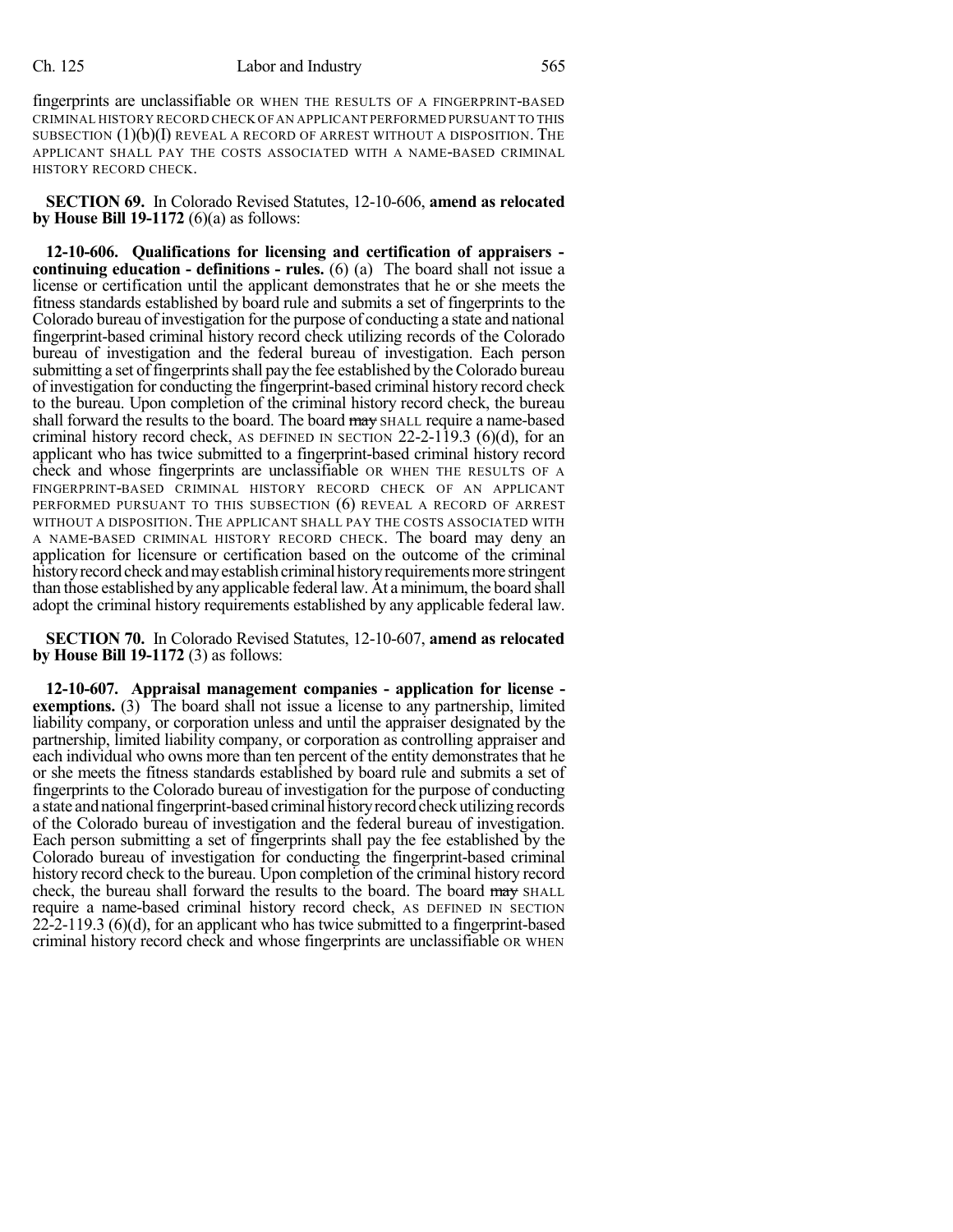fingerprints are unclassifiable OR WHEN THE RESULTS OF A FINGERPRINT-BASED CRIMINAL HISTORY RECORD CHECK OF AN APPLICANT PERFORMED PURSUANT TO THIS SUBSECTION (1)(b)(I) REVEAL A RECORD OF ARREST WITHOUT A DISPOSITION. THE APPLICANT SHALL PAY THE COSTS ASSOCIATED WITH A NAME-BASED CRIMINAL HISTORY RECORD CHECK.

**SECTION 69.** In Colorado Revised Statutes, 12-10-606, **amend as relocated by House Bill 19-1172** (6)(a) as follows:

**12-10-606. Qualifications for licensing and certification of appraisers - continuing education - definitions - rules.** (6) (a) The board shall not issue a license or certification until the applicant demonstrates that he or she meets the fitness standards established by board rule and submits a set of fingerprints to the Colorado bureau of investigation for the purpose of conducting a state and national fingerprint-based criminal history record check utilizing records of the Colorado bureau of investigation and the federal bureau of investigation. Each person submitting a set of fingerprints shall pay the fee established by the Colorado bureau of investigation for conducting the fingerprint-based criminal history record check to the bureau. Upon completion of the criminal history record check, the bureau shall forward the results to the board. The board ~~may~~ SHALL require a name-based criminal history record check, AS DEFINED IN SECTION 22-2-119.3 (6)(d), for an applicant who has twice submitted to a fingerprint-based criminal history record check and whose fingerprints are unclassifiable OR WHEN THE RESULTS OF A FINGERPRINT-BASED CRIMINAL HISTORY RECORD CHECK OF AN APPLICANT PERFORMED PURSUANT TO THIS SUBSECTION (6) REVEAL A RECORD OF ARREST WITHOUT A DISPOSITION. THE APPLICANT SHALL PAY THE COSTS ASSOCIATED WITH A NAME-BASED CRIMINAL HISTORY RECORD CHECK. The board may deny an application for licensure or certification based on the outcome of the criminal history record check and may establish criminal history requirements more stringent than those established by any applicable federal law. At a minimum, the board shall adopt the criminal history requirements established by any applicable federal law.

**SECTION 70.** In Colorado Revised Statutes, 12-10-607, **amend as relocated by House Bill 19-1172** (3) as follows:

**12-10-607. Appraisal management companies - application for license - exemptions.** (3) The board shall not issue a license to any partnership, limited liability company, or corporation unless and until the appraiser designated by the partnership, limited liability company, or corporation as controlling appraiser and each individual who owns more than ten percent of the entity demonstrates that he or she meets the fitness standards established by board rule and submits a set of fingerprints to the Colorado bureau of investigation for the purpose of conducting a state and national fingerprint-based criminal history record check utilizing records of the Colorado bureau of investigation and the federal bureau of investigation. Each person submitting a set of fingerprints shall pay the fee established by the Colorado bureau of investigation for conducting the fingerprint-based criminal history record check to the bureau. Upon completion of the criminal history record check, the bureau shall forward the results to the board. The board ~~may~~ SHALL require a name-based criminal history record check, AS DEFINED IN SECTION 22-2-119.3 (6)(d), for an applicant who has twice submitted to a fingerprint-based criminal history record check and whose fingerprints are unclassifiable OR WHEN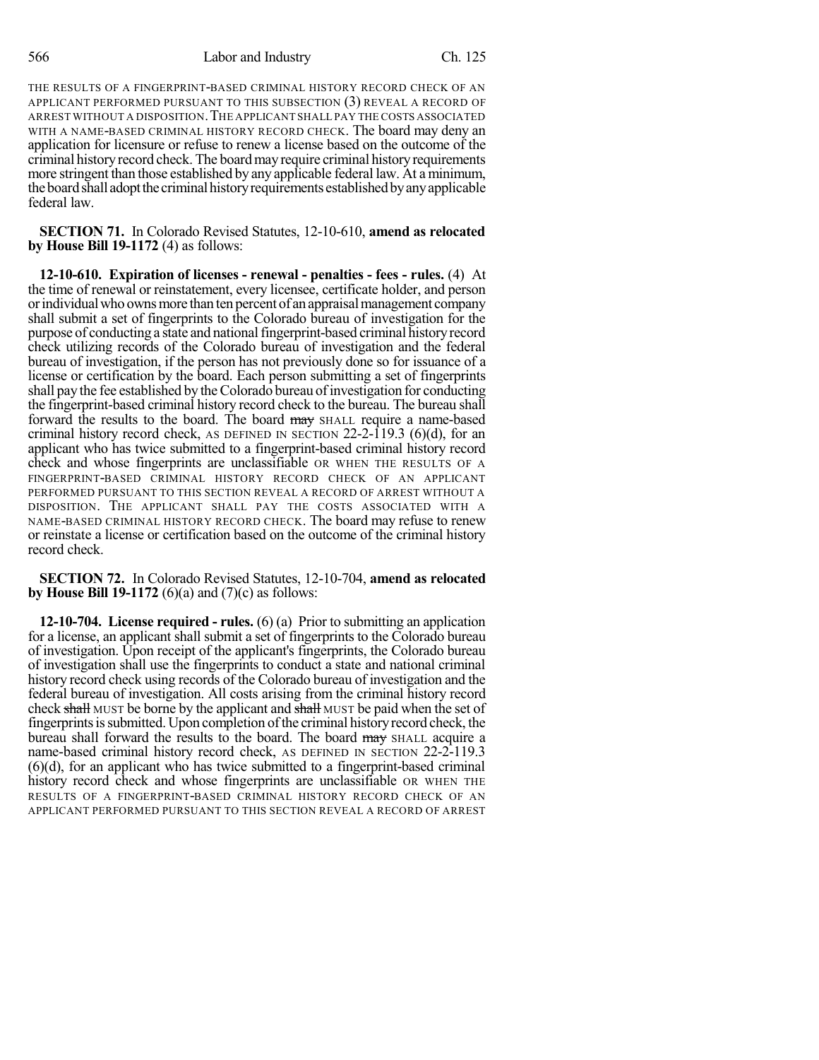THE RESULTS OF A FINGERPRINT-BASED CRIMINAL HISTORY RECORD CHECK OF AN APPLICANT PERFORMED PURSUANT TO THIS SUBSECTION (3) REVEAL A RECORD OF ARREST WITHOUT A DISPOSITION. THE APPLICANT SHALL PAY THE COSTS ASSOCIATED WITH A NAME-BASED CRIMINAL HISTORY RECORD CHECK. The board may deny an application for licensure or refuse to renew a license based on the outcome of the criminal history record check. The board may require criminal history requirements more stringent than those established by any applicable federal law. At a minimum, the board shall adopt the criminal history requirements established by any applicable federal law.

**SECTION 71.** In Colorado Revised Statutes, 12-10-610, **amend as relocated by House Bill 19-1172** (4) as follows:

**12-10-610. Expiration of licenses - renewal - penalties - fees - rules.** (4) At the time of renewal or reinstatement, every licensee, certificate holder, and person or individual who owns more than ten percent of an appraisal management company shall submit a set of fingerprints to the Colorado bureau of investigation for the purpose of conducting a state and national fingerprint-based criminal history record check utilizing records of the Colorado bureau of investigation and the federal bureau of investigation, if the person has not previously done so for issuance of a license or certification by the board. Each person submitting a set of fingerprints shall pay the fee established by the Colorado bureau of investigation for conducting the fingerprint-based criminal history record check to the bureau. The bureau shall forward the results to the board. The board ~~may~~ SHALL require a name-based criminal history record check, AS DEFINED IN SECTION 22-2-119.3 (6)(d), for an applicant who has twice submitted to a fingerprint-based criminal history record check and whose fingerprints are unclassifiable OR WHEN THE RESULTS OF A FINGERPRINT-BASED CRIMINAL HISTORY RECORD CHECK OF AN APPLICANT PERFORMED PURSUANT TO THIS SECTION REVEAL A RECORD OF ARREST WITHOUT A DISPOSITION. THE APPLICANT SHALL PAY THE COSTS ASSOCIATED WITH A NAME-BASED CRIMINAL HISTORY RECORD CHECK. The board may refuse to renew or reinstate a license or certification based on the outcome of the criminal history record check.

**SECTION 72.** In Colorado Revised Statutes, 12-10-704, **amend as relocated by House Bill 19-1172** (6)(a) and (7)(c) as follows:

**12-10-704. License required - rules.** (6) (a) Prior to submitting an application for a license, an applicant shall submit a set of fingerprints to the Colorado bureau of investigation. Upon receipt of the applicant's fingerprints, the Colorado bureau of investigation shall use the fingerprints to conduct a state and national criminal history record check using records of the Colorado bureau of investigation and the federal bureau of investigation. All costs arising from the criminal history record check ~~shall~~ MUST be borne by the applicant and ~~shall~~ MUST be paid when the set of fingerprints is submitted. Upon completion of the criminal history record check, the bureau shall forward the results to the board. The board ~~may~~ SHALL acquire a name-based criminal history record check, AS DEFINED IN SECTION 22-2-119.3 (6)(d), for an applicant who has twice submitted to a fingerprint-based criminal history record check and whose fingerprints are unclassifiable OR WHEN THE RESULTS OF A FINGERPRINT-BASED CRIMINAL HISTORY RECORD CHECK OF AN APPLICANT PERFORMED PURSUANT TO THIS SECTION REVEAL A RECORD OF ARREST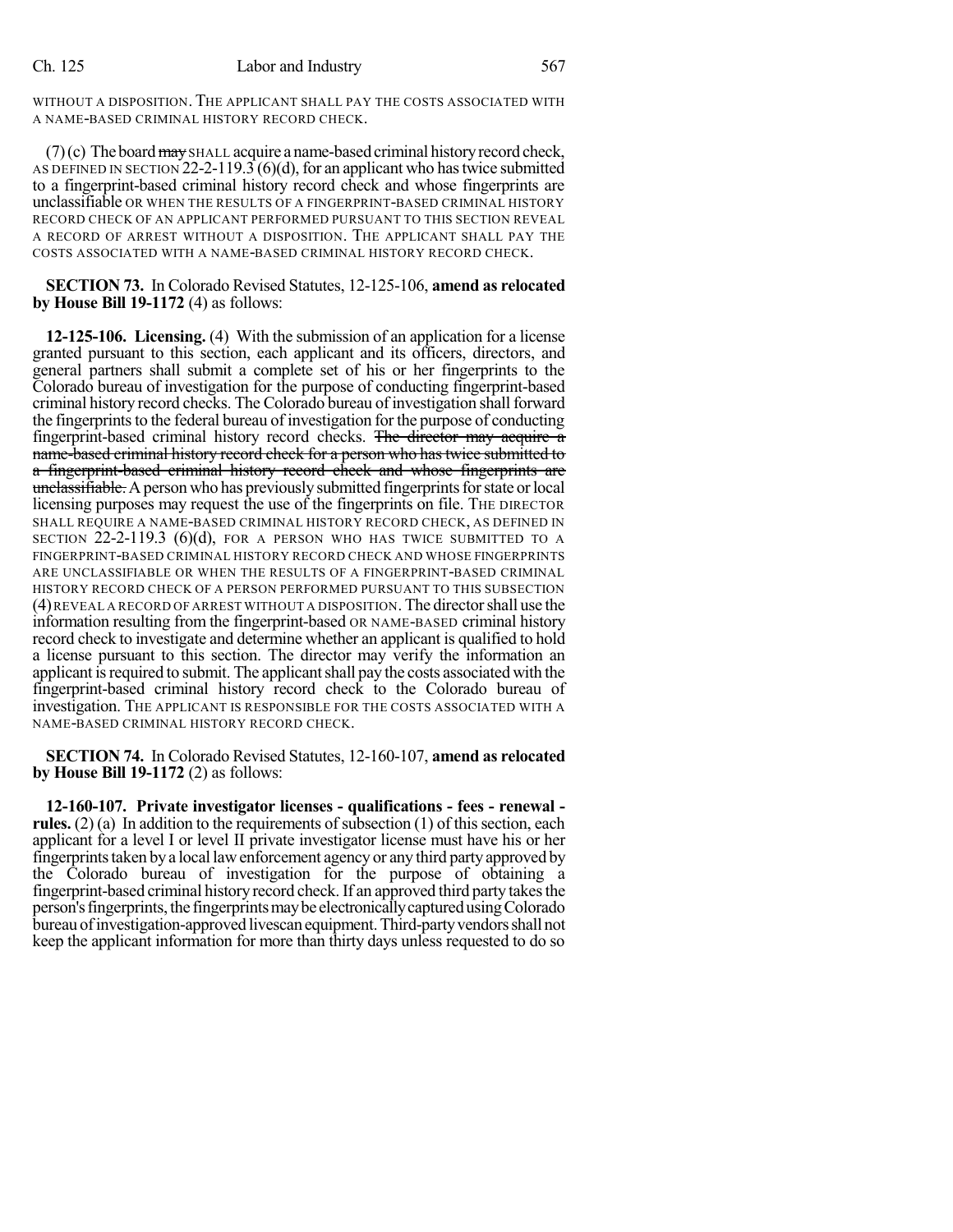WITHOUT A DISPOSITION. THE APPLICANT SHALL PAY THE COSTS ASSOCIATED WITH A NAME-BASED CRIMINAL HISTORY RECORD CHECK.

(7) (c) The board ~~may~~ SHALL acquire a name-based criminal history record check, AS DEFINED IN SECTION 22-2-119.3 (6)(d), for an applicant who has twice submitted to a fingerprint-based criminal history record check and whose fingerprints are unclassifiable OR WHEN THE RESULTS OF A FINGERPRINT-BASED CRIMINAL HISTORY RECORD CHECK OF AN APPLICANT PERFORMED PURSUANT TO THIS SECTION REVEAL A RECORD OF ARREST WITHOUT A DISPOSITION. THE APPLICANT SHALL PAY THE COSTS ASSOCIATED WITH A NAME-BASED CRIMINAL HISTORY RECORD CHECK.

**SECTION 73.** In Colorado Revised Statutes, 12-125-106, **amend as relocated by House Bill 19-1172** (4) as follows:

**12-125-106. Licensing.** (4) With the submission of an application for a license granted pursuant to this section, each applicant and its officers, directors, and general partners shall submit a complete set of his or her fingerprints to the Colorado bureau of investigation for the purpose of conducting fingerprint-based criminal history record checks. The Colorado bureau of investigation shall forward the fingerprints to the federal bureau of investigation for the purpose of conducting fingerprint-based criminal history record checks. ~~The director may acquire a name-based criminal history record check for a person who has twice submitted to a fingerprint-based criminal history record check and whose fingerprints are unclassifiable.~~ A person who has previously submitted fingerprints for state or local licensing purposes may request the use of the fingerprints on file. THE DIRECTOR SHALL REQUIRE A NAME-BASED CRIMINAL HISTORY RECORD CHECK, AS DEFINED IN SECTION 22-2-119.3 (6)(d), FOR A PERSON WHO HAS TWICE SUBMITTED TO A FINGERPRINT-BASED CRIMINAL HISTORY RECORD CHECK AND WHOSE FINGERPRINTS ARE UNCLASSIFIABLE OR WHEN THE RESULTS OF A FINGERPRINT-BASED CRIMINAL HISTORY RECORD CHECK OF A PERSON PERFORMED PURSUANT TO THIS SUBSECTION (4) REVEAL A RECORD OF ARREST WITHOUT A DISPOSITION. The director shall use the information resulting from the fingerprint-based OR NAME-BASED criminal history record check to investigate and determine whether an applicant is qualified to hold a license pursuant to this section. The director may verify the information an applicant is required to submit. The applicant shall pay the costs associated with the fingerprint-based criminal history record check to the Colorado bureau of investigation. THE APPLICANT IS RESPONSIBLE FOR THE COSTS ASSOCIATED WITH A NAME-BASED CRIMINAL HISTORY RECORD CHECK.

**SECTION 74.** In Colorado Revised Statutes, 12-160-107, **amend as relocated by House Bill 19-1172** (2) as follows:

**12-160-107. Private investigator licenses - qualifications - fees - renewal - rules.** (2) (a) In addition to the requirements of subsection (1) of this section, each applicant for a level I or level II private investigator license must have his or her fingerprints taken by a local law enforcement agency or any third party approved by the Colorado bureau of investigation for the purpose of obtaining a fingerprint-based criminal history record check. If an approved third party takes the person's fingerprints, the fingerprints may be electronically captured using Colorado bureau of investigation-approved livescan equipment. Third-party vendors shall not keep the applicant information for more than thirty days unless requested to do so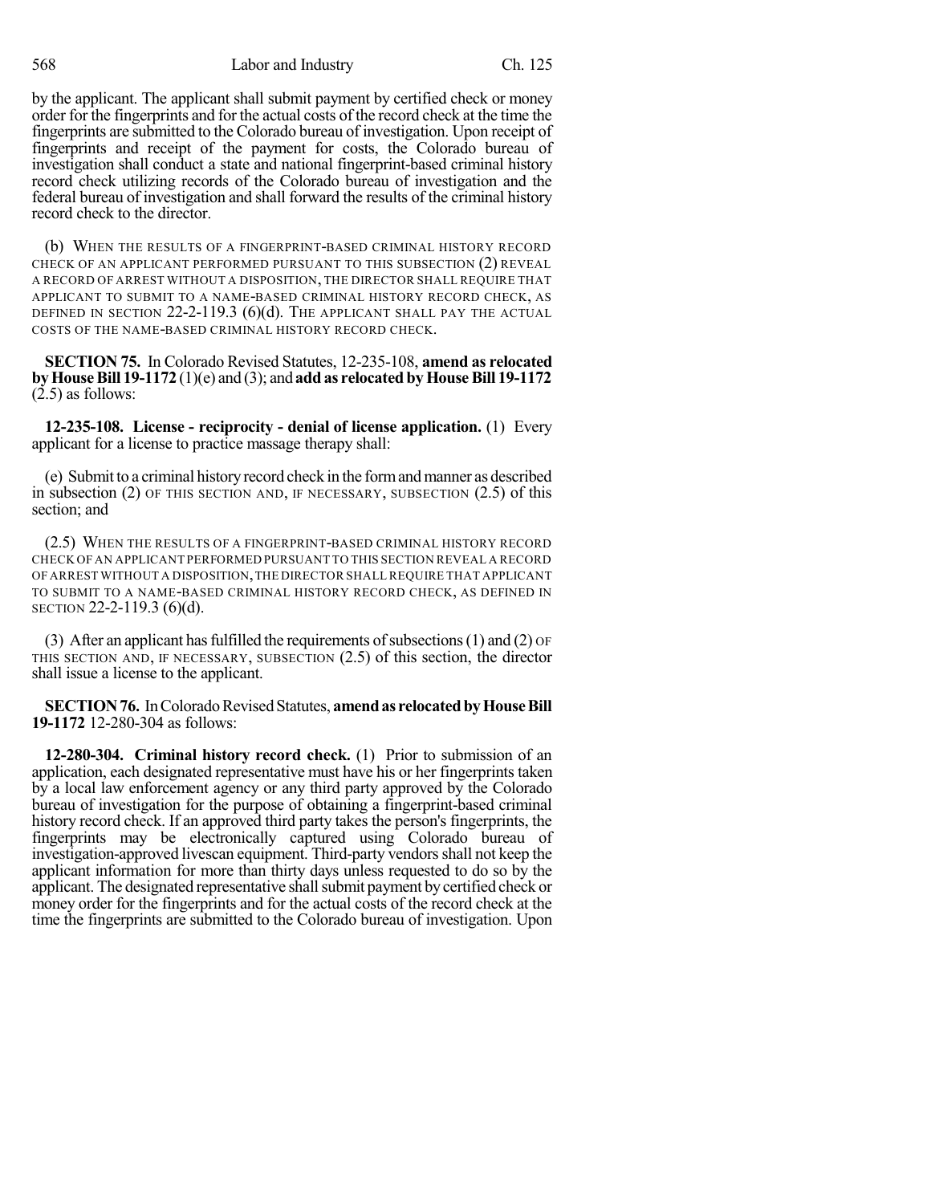by the applicant. The applicant shall submit payment by certified check or money order for the fingerprints and for the actual costs of the record check at the time the fingerprints are submitted to the Colorado bureau of investigation. Upon receipt of fingerprints and receipt of the payment for costs, the Colorado bureau of investigation shall conduct a state and national fingerprint-based criminal history record check utilizing records of the Colorado bureau of investigation and the federal bureau of investigation and shall forward the results of the criminal history record check to the director.

(b) WHEN THE RESULTS OF A FINGERPRINT-BASED CRIMINAL HISTORY RECORD CHECK OF AN APPLICANT PERFORMED PURSUANT TO THIS SUBSECTION (2) REVEAL A RECORD OF ARREST WITHOUT A DISPOSITION, THE DIRECTOR SHALL REQUIRE THAT APPLICANT TO SUBMIT TO A NAME-BASED CRIMINAL HISTORY RECORD CHECK, AS DEFINED IN SECTION 22-2-119.3 (6)(d). THE APPLICANT SHALL PAY THE ACTUAL COSTS OF THE NAME-BASED CRIMINAL HISTORY RECORD CHECK.

**SECTION 75.** In Colorado Revised Statutes, 12-235-108, **amend as relocated by House Bill 19-1172** (1)(e) and (3); and **add as relocated by House Bill 19-1172** (2.5) as follows:

**12-235-108. License - reciprocity - denial of license application.** (1) Every applicant for a license to practice massage therapy shall:

(e) Submit to a criminal history record check in the form and manner as described in subsection (2) OF THIS SECTION AND, IF NECESSARY, SUBSECTION (2.5) of this section; and

(2.5) WHEN THE RESULTS OF A FINGERPRINT-BASED CRIMINAL HISTORY RECORD CHECK OF AN APPLICANT PERFORMED PURSUANT TO THIS SECTION REVEAL A RECORD OF ARREST WITHOUT A DISPOSITION, THE DIRECTOR SHALL REQUIRE THAT APPLICANT TO SUBMIT TO A NAME-BASED CRIMINAL HISTORY RECORD CHECK, AS DEFINED IN SECTION 22-2-119.3 (6)(d).

(3) After an applicant has fulfilled the requirements of subsections (1) and (2) OF THIS SECTION AND, IF NECESSARY, SUBSECTION (2.5) of this section, the director shall issue a license to the applicant.

**SECTION 76.** In Colorado Revised Statutes, **amend as relocated by House Bill 19-1172** 12-280-304 as follows:

**12-280-304. Criminal history record check.** (1) Prior to submission of an application, each designated representative must have his or her fingerprints taken by a local law enforcement agency or any third party approved by the Colorado bureau of investigation for the purpose of obtaining a fingerprint-based criminal history record check. If an approved third party takes the person's fingerprints, the fingerprints may be electronically captured using Colorado bureau of investigation-approved livescan equipment. Third-party vendors shall not keep the applicant information for more than thirty days unless requested to do so by the applicant. The designated representative shall submit payment by certified check or money order for the fingerprints and for the actual costs of the record check at the time the fingerprints are submitted to the Colorado bureau of investigation. Upon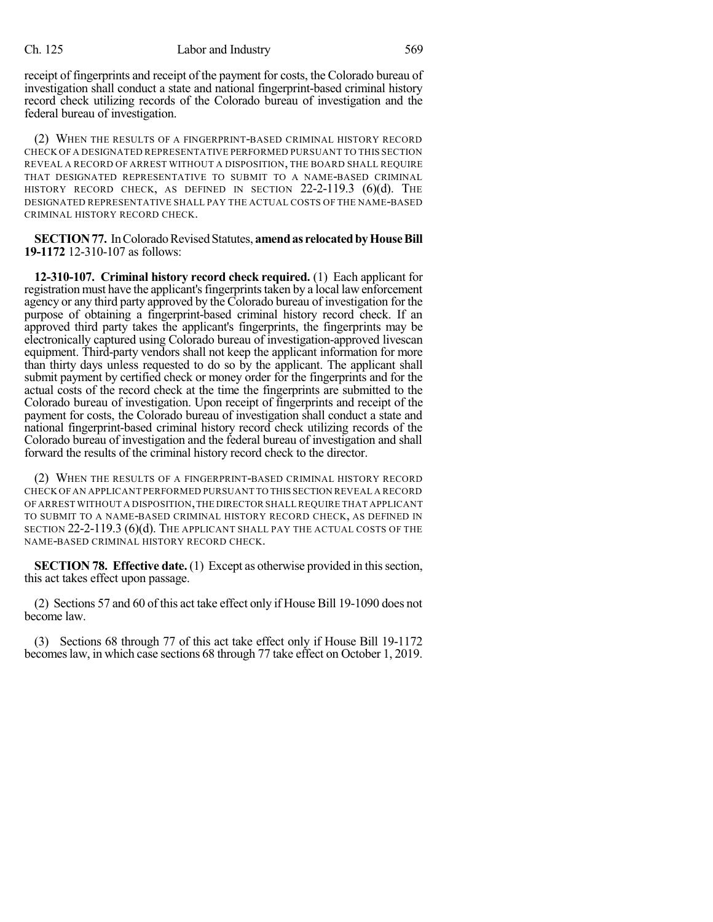receipt of fingerprints and receipt of the payment for costs, the Colorado bureau of investigation shall conduct a state and national fingerprint-based criminal history record check utilizing records of the Colorado bureau of investigation and the federal bureau of investigation.

(2) WHEN THE RESULTS OF A FINGERPRINT-BASED CRIMINAL HISTORY RECORD CHECK OF A DESIGNATED REPRESENTATIVE PERFORMED PURSUANT TO THIS SECTION REVEAL A RECORD OF ARREST WITHOUT A DISPOSITION, THE BOARD SHALL REQUIRE THAT DESIGNATED REPRESENTATIVE TO SUBMIT TO A NAME-BASED CRIMINAL HISTORY RECORD CHECK, AS DEFINED IN SECTION 22-2-119.3 (6)(d). THE DESIGNATED REPRESENTATIVE SHALL PAY THE ACTUAL COSTS OF THE NAME-BASED CRIMINAL HISTORY RECORD CHECK.

**SECTION 77.** In Colorado Revised Statutes, **amend as relocated by House Bill 19-1172** 12-310-107 as follows:

**12-310-107. Criminal history record check required.** (1) Each applicant for registration must have the applicant's fingerprints taken by a local law enforcement agency or any third party approved by the Colorado bureau of investigation for the purpose of obtaining a fingerprint-based criminal history record check. If an approved third party takes the applicant's fingerprints, the fingerprints may be electronically captured using Colorado bureau of investigation-approved livescan equipment. Third-party vendors shall not keep the applicant information for more than thirty days unless requested to do so by the applicant. The applicant shall submit payment by certified check or money order for the fingerprints and for the actual costs of the record check at the time the fingerprints are submitted to the Colorado bureau of investigation. Upon receipt of fingerprints and receipt of the payment for costs, the Colorado bureau of investigation shall conduct a state and national fingerprint-based criminal history record check utilizing records of the Colorado bureau of investigation and the federal bureau of investigation and shall forward the results of the criminal history record check to the director.

(2) WHEN THE RESULTS OF A FINGERPRINT-BASED CRIMINAL HISTORY RECORD CHECK OF AN APPLICANT PERFORMED PURSUANT TO THIS SECTION REVEAL A RECORD OF ARREST WITHOUT A DISPOSITION, THE DIRECTOR SHALL REQUIRE THAT APPLICANT TO SUBMIT TO A NAME-BASED CRIMINAL HISTORY RECORD CHECK, AS DEFINED IN SECTION 22-2-119.3 (6)(d). THE APPLICANT SHALL PAY THE ACTUAL COSTS OF THE NAME-BASED CRIMINAL HISTORY RECORD CHECK.

**SECTION 78. Effective date.** (1) Except as otherwise provided in this section, this act takes effect upon passage.

(2) Sections 57 and 60 of this act take effect only if House Bill 19-1090 does not become law.

(3) Sections 68 through 77 of this act take effect only if House Bill 19-1172 becomes law, in which case sections 68 through 77 take effect on October 1, 2019.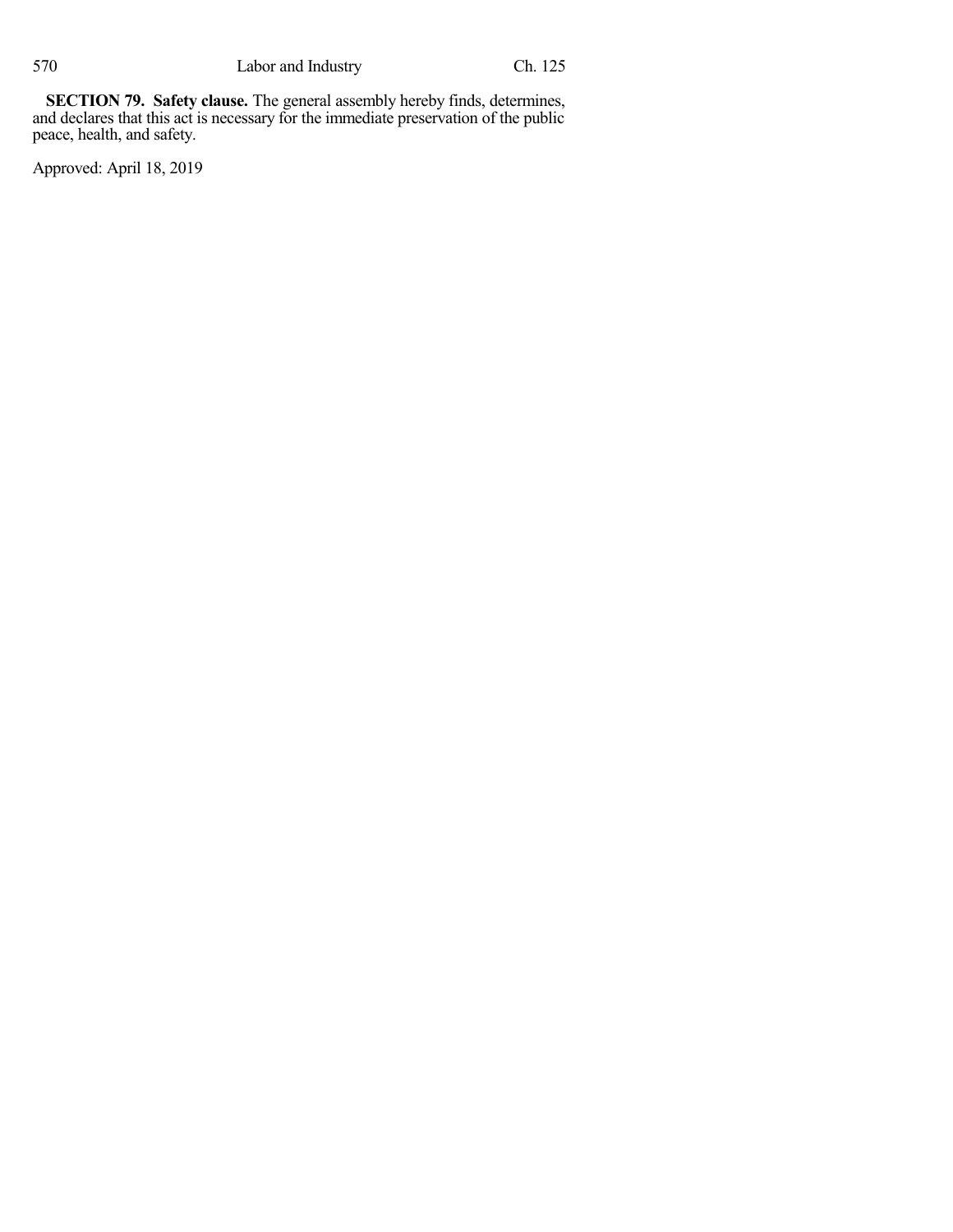**SECTION 79. Safety clause.** The general assembly hereby finds, determines, and declares that this act is necessary for the immediate preservation of the public peace, health, and safety.

Approved: April 18, 2019